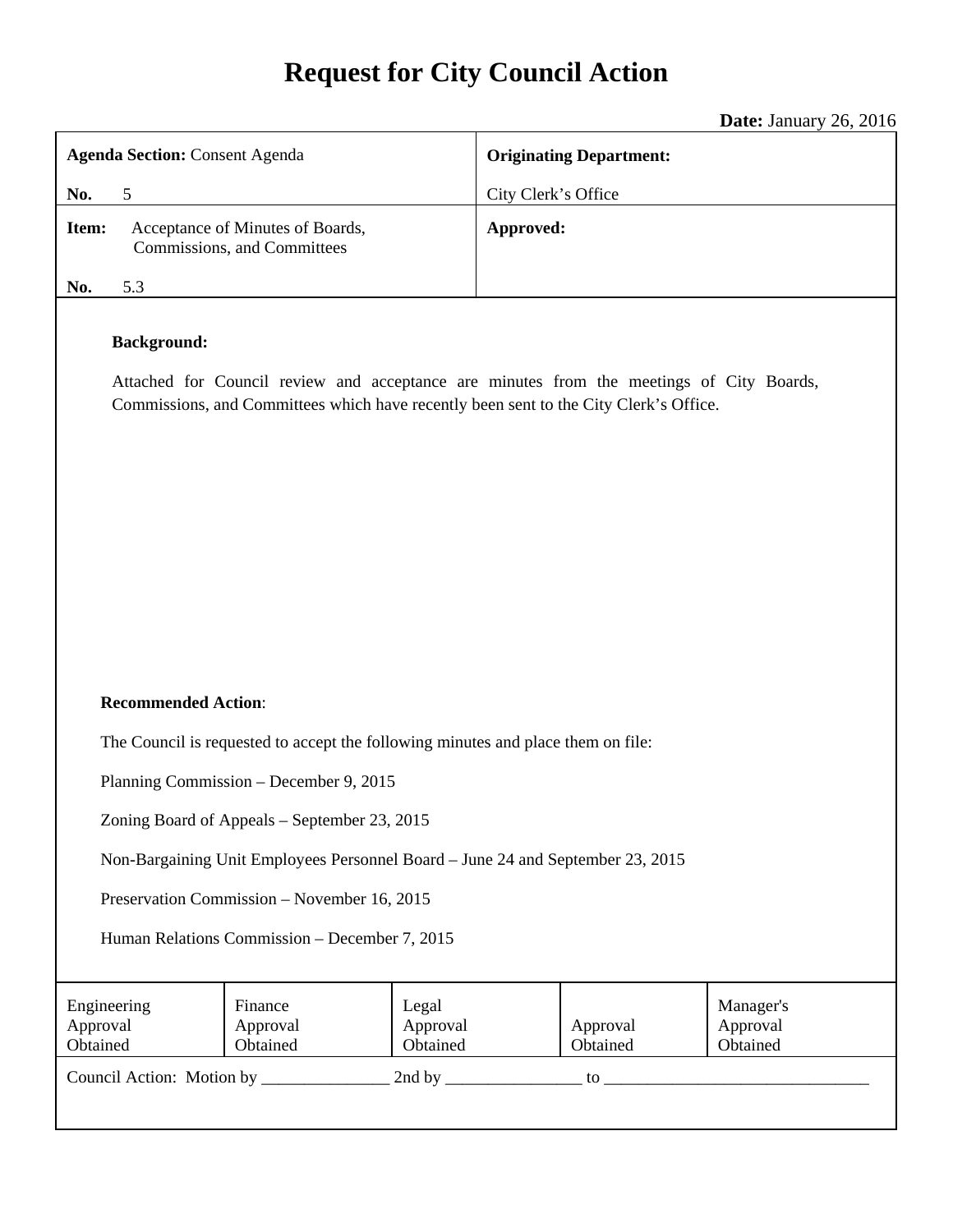# Request for City Council Action

**Date:** January 26, 2016

| | |
|---|---|
| **Agenda Section:** Consent Agenda<br><br>**No.** 5 | **Originating Department:**<br><br>City Clerk's Office |
| **Item:** Acceptance of Minutes of Boards, Commissions, and Committees<br><br>**No.** 5.3 | **Approved:** |

**Background:**

Attached for Council review and acceptance are minutes from the meetings of City Boards, Commissions, and Committees which have recently been sent to the City Clerk's Office.

**Recommended Action**:

The Council is requested to accept the following minutes and place them on file:

Planning Commission – December 9, 2015

Zoning Board of Appeals – September 23, 2015

Non-Bargaining Unit Employees Personnel Board – June 24 and September 23, 2015

Preservation Commission – November 16, 2015

Human Relations Commission – December 7, 2015

| | | | | |
|---|---|---|---|---|
| Engineering Approval Obtained | Finance Approval Obtained | Legal Approval Obtained | Approval Obtained | Manager's Approval Obtained |

Council Action: Motion by _______________ 2nd by ________________ to ________________________________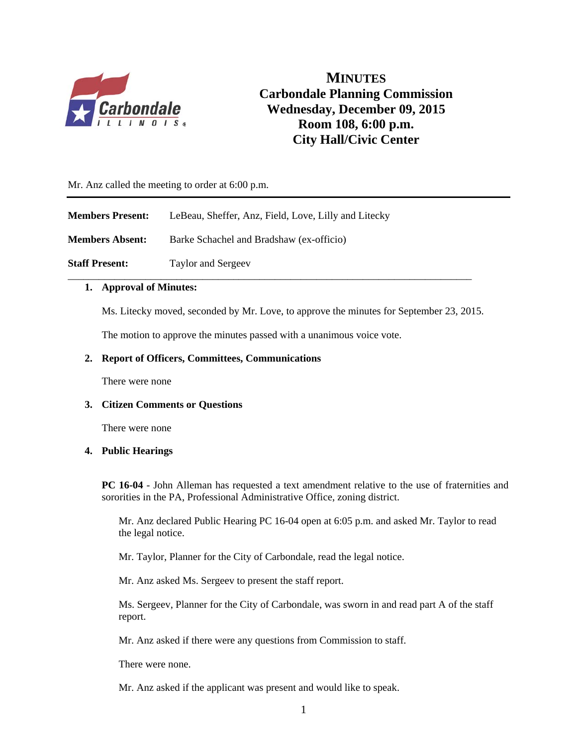# MINUTES
# Carbondale Planning Commission
# Wednesday, December 09, 2015
# Room 108, 6:00 p.m.
# City Hall/Civic Center

Mr. Anz called the meeting to order at 6:00 p.m.

---

**Members Present:** LeBeau, Sheffer, Anz, Field, Love, Lilly and Litecky

**Members Absent:** Barke Schachel and Bradshaw (ex-officio)

**Staff Present:** Taylor and Sergeev

---

1. **Approval of Minutes:**

   Ms. Litecky moved, seconded by Mr. Love, to approve the minutes for September 23, 2015.

   The motion to approve the minutes passed with a unanimous voice vote.

2. **Report of Officers, Committees, Communications**

   There were none

3. **Citizen Comments or Questions**

   There were none

4. **Public Hearings**

   **PC 16-04** - John Alleman has requested a text amendment relative to the use of fraternities and sororities in the PA, Professional Administrative Office, zoning district.

   Mr. Anz declared Public Hearing PC 16-04 open at 6:05 p.m. and asked Mr. Taylor to read the legal notice.

   Mr. Taylor, Planner for the City of Carbondale, read the legal notice.

   Mr. Anz asked Ms. Sergeev to present the staff report.

   Ms. Sergeev, Planner for the City of Carbondale, was sworn in and read part A of the staff report.

   Mr. Anz asked if there were any questions from Commission to staff.

   There were none.

   Mr. Anz asked if the applicant was present and would like to speak.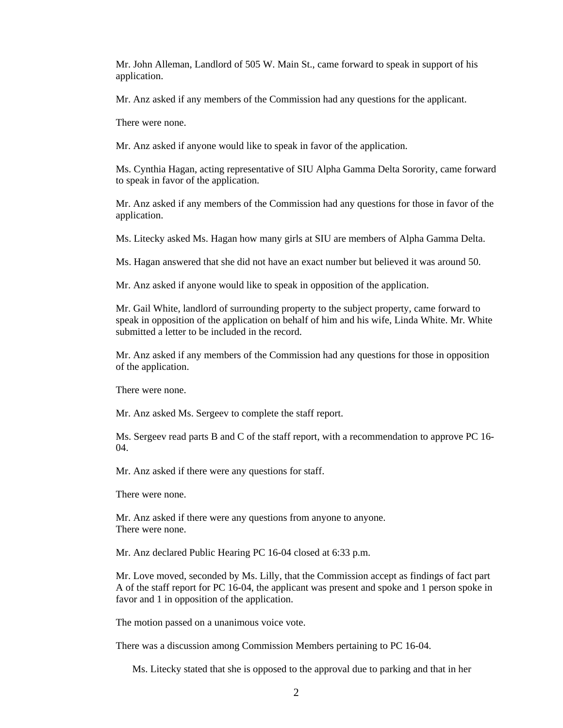Mr. John Alleman, Landlord of 505 W. Main St., came forward to speak in support of his application.

Mr. Anz asked if any members of the Commission had any questions for the applicant.

There were none.

Mr. Anz asked if anyone would like to speak in favor of the application.

Ms. Cynthia Hagan, acting representative of SIU Alpha Gamma Delta Sorority, came forward to speak in favor of the application.

Mr. Anz asked if any members of the Commission had any questions for those in favor of the application.

Ms. Litecky asked Ms. Hagan how many girls at SIU are members of Alpha Gamma Delta.

Ms. Hagan answered that she did not have an exact number but believed it was around 50.

Mr. Anz asked if anyone would like to speak in opposition of the application.

Mr. Gail White, landlord of surrounding property to the subject property, came forward to speak in opposition of the application on behalf of him and his wife, Linda White. Mr. White submitted a letter to be included in the record.

Mr. Anz asked if any members of the Commission had any questions for those in opposition of the application.

There were none.

Mr. Anz asked Ms. Sergeev to complete the staff report.

Ms. Sergeev read parts B and C of the staff report, with a recommendation to approve PC 16-04.

Mr. Anz asked if there were any questions for staff.

There were none.

Mr. Anz asked if there were any questions from anyone to anyone.
There were none.

Mr. Anz declared Public Hearing PC 16-04 closed at 6:33 p.m.

Mr. Love moved, seconded by Ms. Lilly, that the Commission accept as findings of fact part A of the staff report for PC 16-04, the applicant was present and spoke and 1 person spoke in favor and 1 in opposition of the application.

The motion passed on a unanimous voice vote.

There was a discussion among Commission Members pertaining to PC 16-04.

Ms. Litecky stated that she is opposed to the approval due to parking and that in her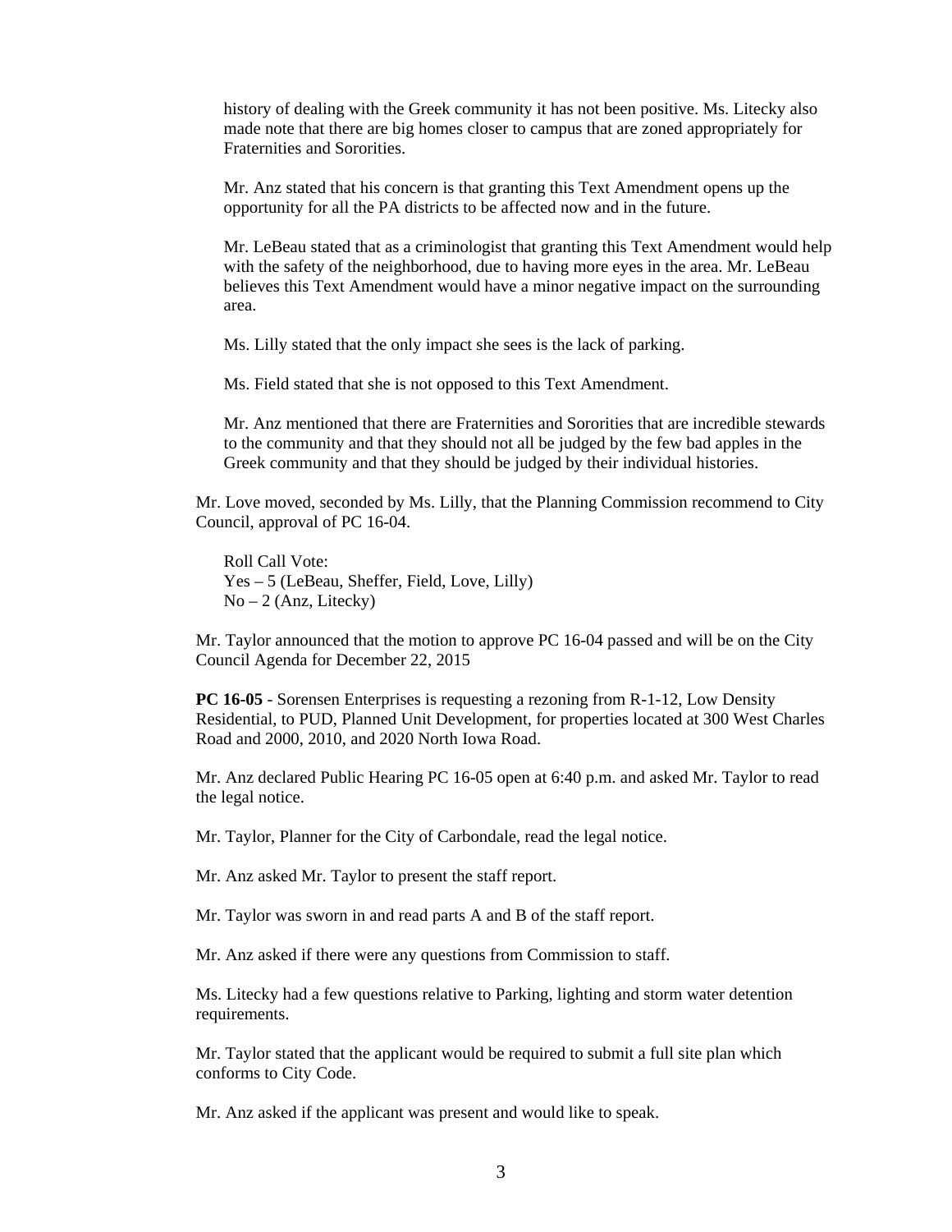history of dealing with the Greek community it has not been positive. Ms. Litecky also made note that there are big homes closer to campus that are zoned appropriately for Fraternities and Sororities.

Mr. Anz stated that his concern is that granting this Text Amendment opens up the opportunity for all the PA districts to be affected now and in the future.

Mr. LeBeau stated that as a criminologist that granting this Text Amendment would help with the safety of the neighborhood, due to having more eyes in the area. Mr. LeBeau believes this Text Amendment would have a minor negative impact on the surrounding area.

Ms. Lilly stated that the only impact she sees is the lack of parking.

Ms. Field stated that she is not opposed to this Text Amendment.

Mr. Anz mentioned that there are Fraternities and Sororities that are incredible stewards to the community and that they should not all be judged by the few bad apples in the Greek community and that they should be judged by their individual histories.

Mr. Love moved, seconded by Ms. Lilly, that the Planning Commission recommend to City Council, approval of PC 16-04.

Roll Call Vote:
Yes – 5 (LeBeau, Sheffer, Field, Love, Lilly)
No – 2 (Anz, Litecky)

Mr. Taylor announced that the motion to approve PC 16-04 passed and will be on the City Council Agenda for December 22, 2015

**PC 16-05** - Sorensen Enterprises is requesting a rezoning from R-1-12, Low Density Residential, to PUD, Planned Unit Development, for properties located at 300 West Charles Road and 2000, 2010, and 2020 North Iowa Road.

Mr. Anz declared Public Hearing PC 16-05 open at 6:40 p.m. and asked Mr. Taylor to read the legal notice.

Mr. Taylor, Planner for the City of Carbondale, read the legal notice.

Mr. Anz asked Mr. Taylor to present the staff report.

Mr. Taylor was sworn in and read parts A and B of the staff report.

Mr. Anz asked if there were any questions from Commission to staff.

Ms. Litecky had a few questions relative to Parking, lighting and storm water detention requirements.

Mr. Taylor stated that the applicant would be required to submit a full site plan which conforms to City Code.

Mr. Anz asked if the applicant was present and would like to speak.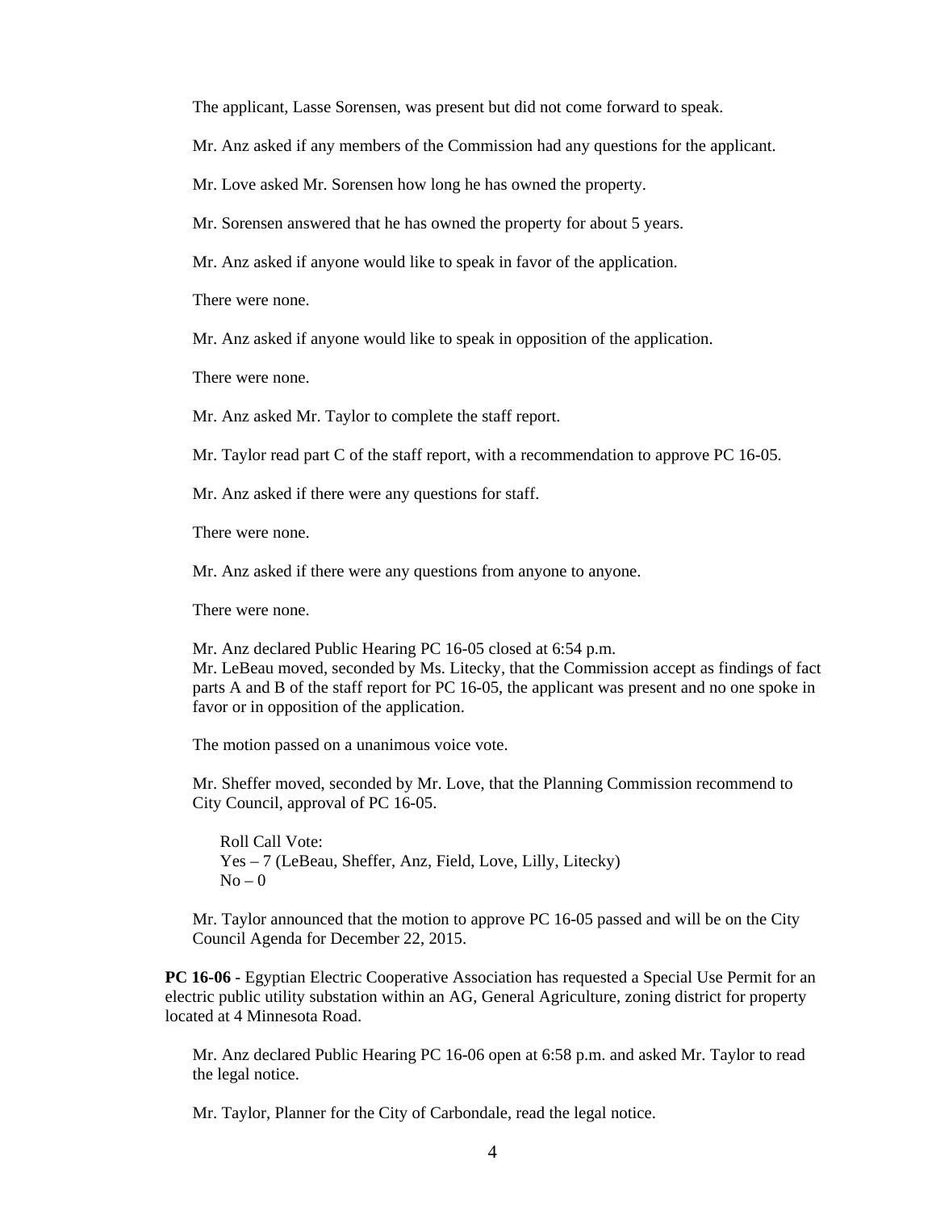The applicant, Lasse Sorensen, was present but did not come forward to speak.

Mr. Anz asked if any members of the Commission had any questions for the applicant.

Mr. Love asked Mr. Sorensen how long he has owned the property.

Mr. Sorensen answered that he has owned the property for about 5 years.

Mr. Anz asked if anyone would like to speak in favor of the application.

There were none.

Mr. Anz asked if anyone would like to speak in opposition of the application.

There were none.

Mr. Anz asked Mr. Taylor to complete the staff report.

Mr. Taylor read part C of the staff report, with a recommendation to approve PC 16-05.

Mr. Anz asked if there were any questions for staff.

There were none.

Mr. Anz asked if there were any questions from anyone to anyone.

There were none.

Mr. Anz declared Public Hearing PC 16-05 closed at 6:54 p.m.
Mr. LeBeau moved, seconded by Ms. Litecky, that the Commission accept as findings of fact parts A and B of the staff report for PC 16-05, the applicant was present and no one spoke in favor or in opposition of the application.

The motion passed on a unanimous voice vote.

Mr. Sheffer moved, seconded by Mr. Love, that the Planning Commission recommend to City Council, approval of PC 16-05.

Roll Call Vote:
Yes – 7 (LeBeau, Sheffer, Anz, Field, Love, Lilly, Litecky)
No – 0

Mr. Taylor announced that the motion to approve PC 16-05 passed and will be on the City Council Agenda for December 22, 2015.

**PC 16-06** - Egyptian Electric Cooperative Association has requested a Special Use Permit for an electric public utility substation within an AG, General Agriculture, zoning district for property located at 4 Minnesota Road.

Mr. Anz declared Public Hearing PC 16-06 open at 6:58 p.m. and asked Mr. Taylor to read the legal notice.

Mr. Taylor, Planner for the City of Carbondale, read the legal notice.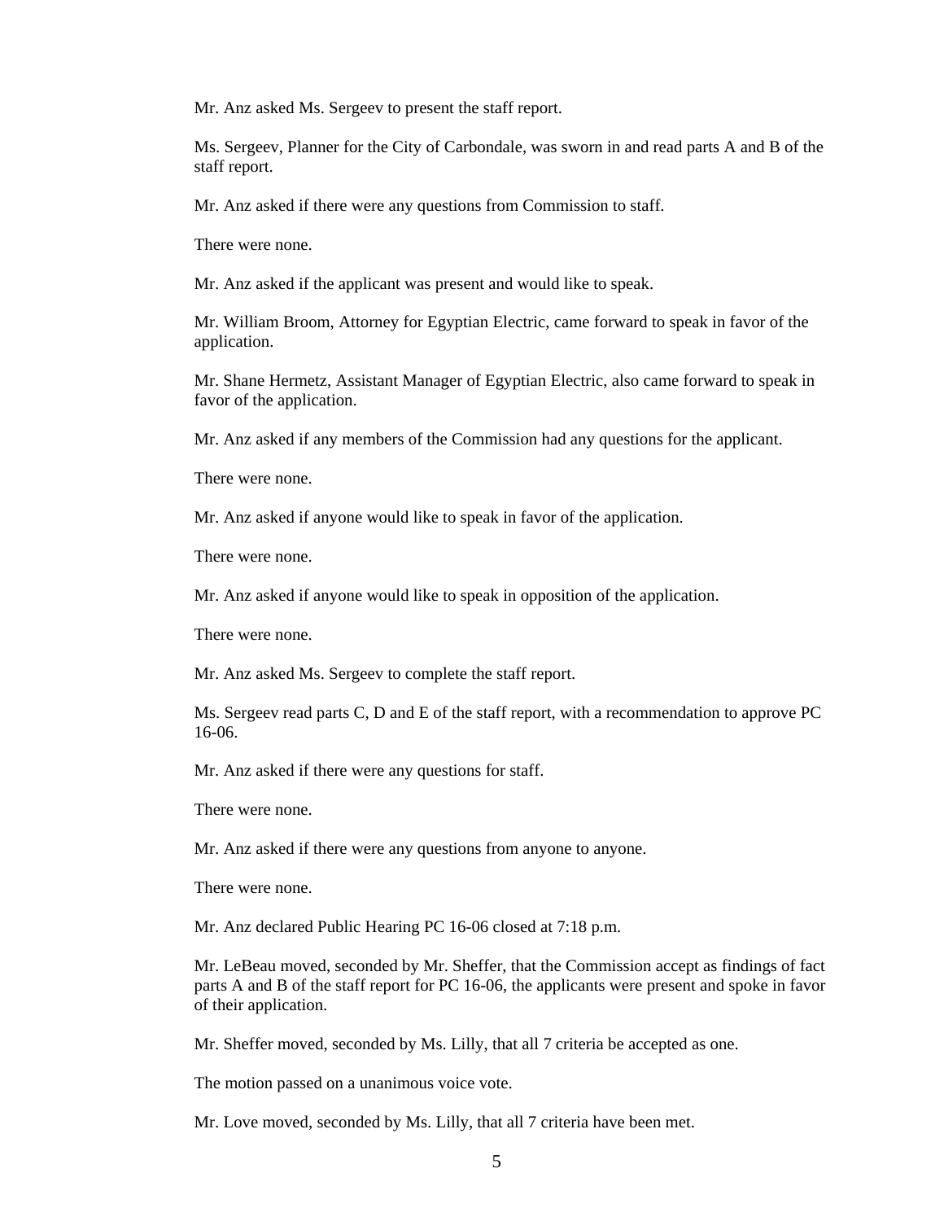Mr. Anz asked Ms. Sergeev to present the staff report.

Ms. Sergeev, Planner for the City of Carbondale, was sworn in and read parts A and B of the staff report.

Mr. Anz asked if there were any questions from Commission to staff.

There were none.

Mr. Anz asked if the applicant was present and would like to speak.

Mr. William Broom, Attorney for Egyptian Electric, came forward to speak in favor of the application.

Mr. Shane Hermetz, Assistant Manager of Egyptian Electric, also came forward to speak in favor of the application.

Mr. Anz asked if any members of the Commission had any questions for the applicant.

There were none.

Mr. Anz asked if anyone would like to speak in favor of the application.

There were none.

Mr. Anz asked if anyone would like to speak in opposition of the application.

There were none.

Mr. Anz asked Ms. Sergeev to complete the staff report.

Ms. Sergeev read parts C, D and E of the staff report, with a recommendation to approve PC 16-06.

Mr. Anz asked if there were any questions for staff.

There were none.

Mr. Anz asked if there were any questions from anyone to anyone.

There were none.

Mr. Anz declared Public Hearing PC 16-06 closed at 7:18 p.m.

Mr. LeBeau moved, seconded by Mr. Sheffer, that the Commission accept as findings of fact parts A and B of the staff report for PC 16-06, the applicants were present and spoke in favor of their application.

Mr. Sheffer moved, seconded by Ms. Lilly, that all 7 criteria be accepted as one.

The motion passed on a unanimous voice vote.

Mr. Love moved, seconded by Ms. Lilly, that all 7 criteria have been met.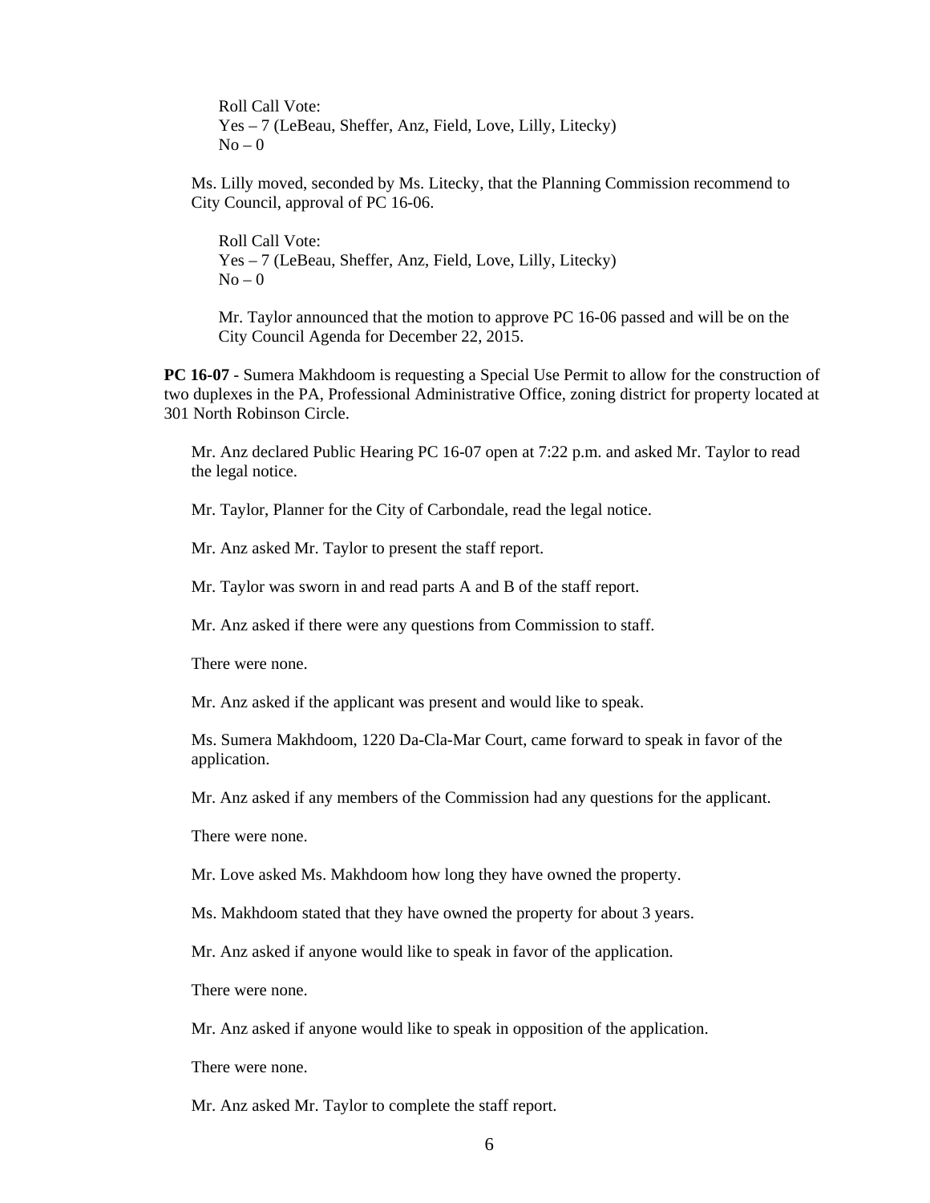Roll Call Vote:
Yes – 7 (LeBeau, Sheffer, Anz, Field, Love, Lilly, Litecky)
No – 0

Ms. Lilly moved, seconded by Ms. Litecky, that the Planning Commission recommend to City Council, approval of PC 16-06.

Roll Call Vote:
Yes – 7 (LeBeau, Sheffer, Anz, Field, Love, Lilly, Litecky)
No – 0

Mr. Taylor announced that the motion to approve PC 16-06 passed and will be on the City Council Agenda for December 22, 2015.

**PC 16-07** - Sumera Makhdoom is requesting a Special Use Permit to allow for the construction of two duplexes in the PA, Professional Administrative Office, zoning district for property located at 301 North Robinson Circle.

Mr. Anz declared Public Hearing PC 16-07 open at 7:22 p.m. and asked Mr. Taylor to read the legal notice.

Mr. Taylor, Planner for the City of Carbondale, read the legal notice.

Mr. Anz asked Mr. Taylor to present the staff report.

Mr. Taylor was sworn in and read parts A and B of the staff report.

Mr. Anz asked if there were any questions from Commission to staff.

There were none.

Mr. Anz asked if the applicant was present and would like to speak.

Ms. Sumera Makhdoom, 1220 Da-Cla-Mar Court, came forward to speak in favor of the application.

Mr. Anz asked if any members of the Commission had any questions for the applicant.

There were none.

Mr. Love asked Ms. Makhdoom how long they have owned the property.

Ms. Makhdoom stated that they have owned the property for about 3 years.

Mr. Anz asked if anyone would like to speak in favor of the application.

There were none.

Mr. Anz asked if anyone would like to speak in opposition of the application.

There were none.

Mr. Anz asked Mr. Taylor to complete the staff report.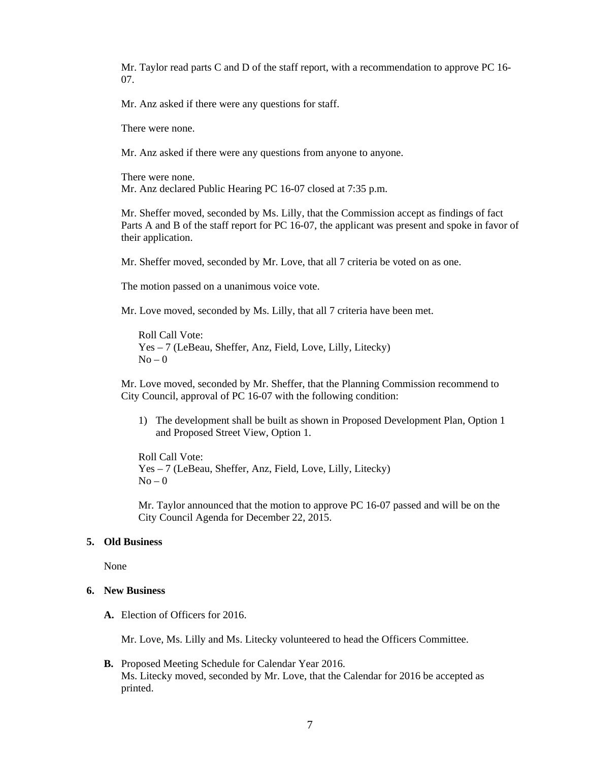Mr. Taylor read parts C and D of the staff report, with a recommendation to approve PC 16-07.

Mr. Anz asked if there were any questions for staff.

There were none.

Mr. Anz asked if there were any questions from anyone to anyone.

There were none.
Mr. Anz declared Public Hearing PC 16-07 closed at 7:35 p.m.

Mr. Sheffer moved, seconded by Ms. Lilly, that the Commission accept as findings of fact Parts A and B of the staff report for PC 16-07, the applicant was present and spoke in favor of their application.

Mr. Sheffer moved, seconded by Mr. Love, that all 7 criteria be voted on as one.

The motion passed on a unanimous voice vote.

Mr. Love moved, seconded by Ms. Lilly, that all 7 criteria have been met.

Roll Call Vote:
Yes – 7 (LeBeau, Sheffer, Anz, Field, Love, Lilly, Litecky)
No – 0

Mr. Love moved, seconded by Mr. Sheffer, that the Planning Commission recommend to City Council, approval of PC 16-07 with the following condition:

1) The development shall be built as shown in Proposed Development Plan, Option 1 and Proposed Street View, Option 1.

Roll Call Vote:
Yes – 7 (LeBeau, Sheffer, Anz, Field, Love, Lilly, Litecky)
No – 0

Mr. Taylor announced that the motion to approve PC 16-07 passed and will be on the City Council Agenda for December 22, 2015.

**5. Old Business**

None

**6. New Business**

**A.** Election of Officers for 2016.

Mr. Love, Ms. Lilly and Ms. Litecky volunteered to head the Officers Committee.

**B.** Proposed Meeting Schedule for Calendar Year 2016.
Ms. Litecky moved, seconded by Mr. Love, that the Calendar for 2016 be accepted as printed.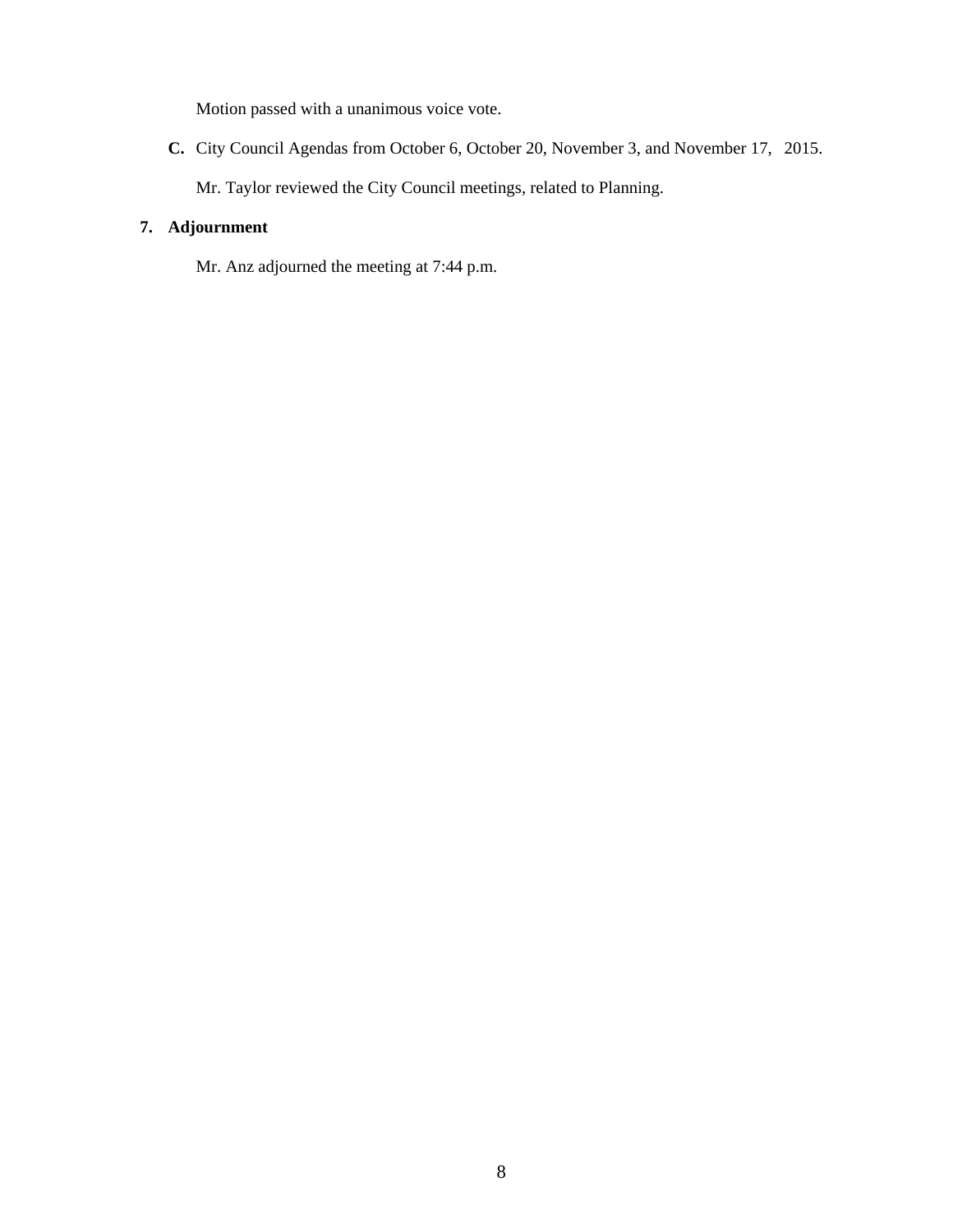Motion passed with a unanimous voice vote.

**C.** City Council Agendas from October 6, October 20, November 3, and November 17, 2015.

Mr. Taylor reviewed the City Council meetings, related to Planning.

**7. Adjournment**

Mr. Anz adjourned the meeting at 7:44 p.m.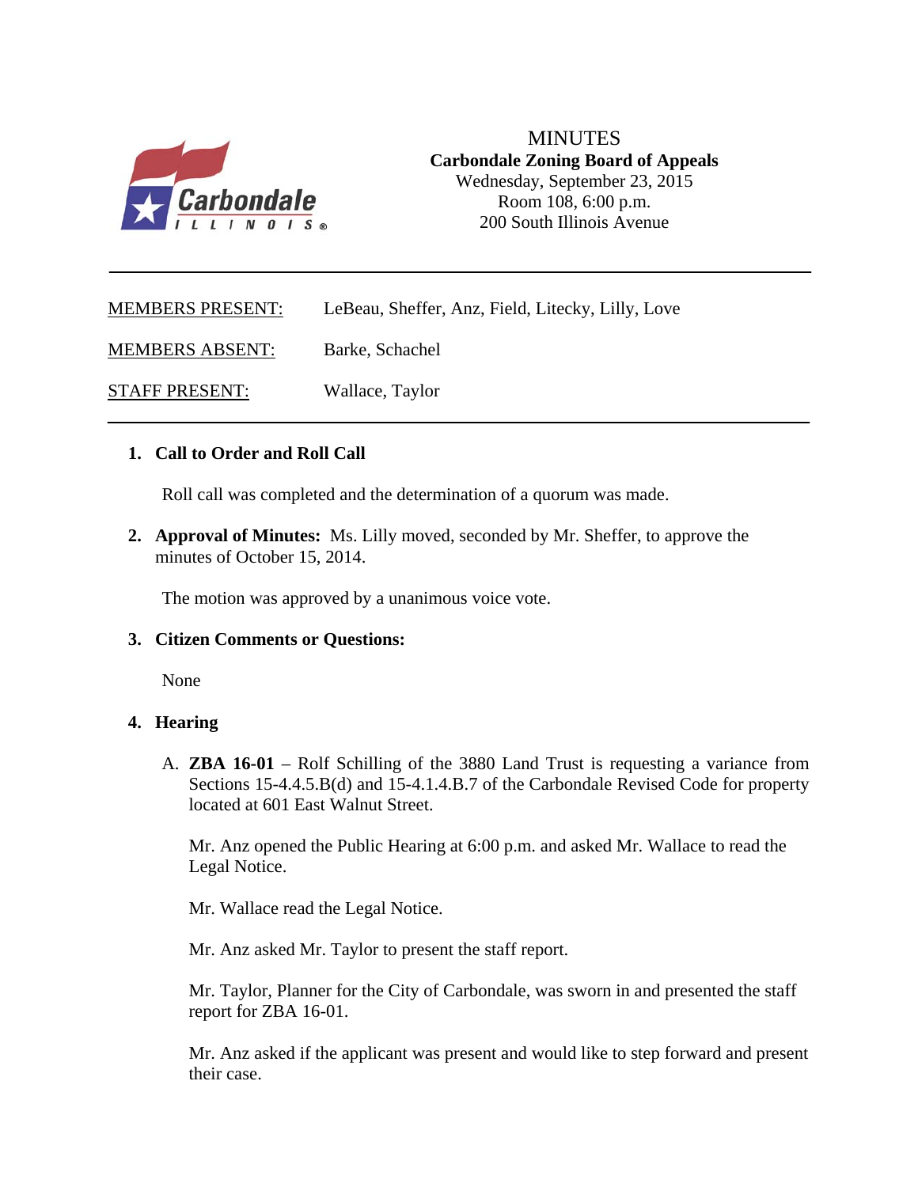# MINUTES

**Carbondale Zoning Board of Appeals**
Wednesday, September 23, 2015
Room 108, 6:00 p.m.
200 South Illinois Avenue

---

MEMBERS PRESENT: LeBeau, Sheffer, Anz, Field, Litecky, Lilly, Love

MEMBERS ABSENT: Barke, Schachel

STAFF PRESENT: Wallace, Taylor

---

1. **Call to Order and Roll Call**

   Roll call was completed and the determination of a quorum was made.

2. **Approval of Minutes:** Ms. Lilly moved, seconded by Mr. Sheffer, to approve the minutes of October 15, 2014.

   The motion was approved by a unanimous voice vote.

3. **Citizen Comments or Questions:**

   None

4. **Hearing**

   A. **ZBA 16-01** – Rolf Schilling of the 3880 Land Trust is requesting a variance from Sections 15-4.4.5.B(d) and 15-4.1.4.B.7 of the Carbondale Revised Code for property located at 601 East Walnut Street.

   Mr. Anz opened the Public Hearing at 6:00 p.m. and asked Mr. Wallace to read the Legal Notice.

   Mr. Wallace read the Legal Notice.

   Mr. Anz asked Mr. Taylor to present the staff report.

   Mr. Taylor, Planner for the City of Carbondale, was sworn in and presented the staff report for ZBA 16-01.

   Mr. Anz asked if the applicant was present and would like to step forward and present their case.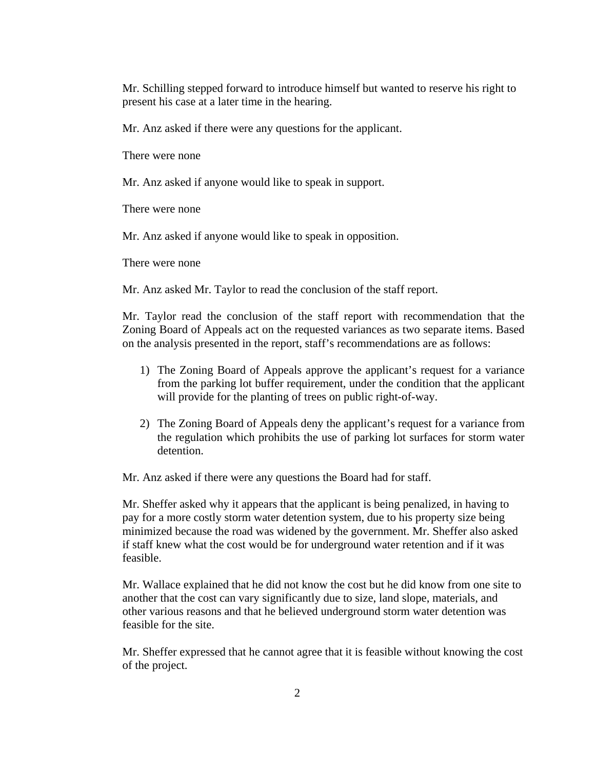Mr. Schilling stepped forward to introduce himself but wanted to reserve his right to present his case at a later time in the hearing.

Mr. Anz asked if there were any questions for the applicant.

There were none

Mr. Anz asked if anyone would like to speak in support.

There were none

Mr. Anz asked if anyone would like to speak in opposition.

There were none

Mr. Anz asked Mr. Taylor to read the conclusion of the staff report.

Mr. Taylor read the conclusion of the staff report with recommendation that the Zoning Board of Appeals act on the requested variances as two separate items. Based on the analysis presented in the report, staff's recommendations are as follows:

1) The Zoning Board of Appeals approve the applicant's request for a variance from the parking lot buffer requirement, under the condition that the applicant will provide for the planting of trees on public right-of-way.

2) The Zoning Board of Appeals deny the applicant's request for a variance from the regulation which prohibits the use of parking lot surfaces for storm water detention.

Mr. Anz asked if there were any questions the Board had for staff.

Mr. Sheffer asked why it appears that the applicant is being penalized, in having to pay for a more costly storm water detention system, due to his property size being minimized because the road was widened by the government. Mr. Sheffer also asked if staff knew what the cost would be for underground water retention and if it was feasible.

Mr. Wallace explained that he did not know the cost but he did know from one site to another that the cost can vary significantly due to size, land slope, materials, and other various reasons and that he believed underground storm water detention was feasible for the site.

Mr. Sheffer expressed that he cannot agree that it is feasible without knowing the cost of the project.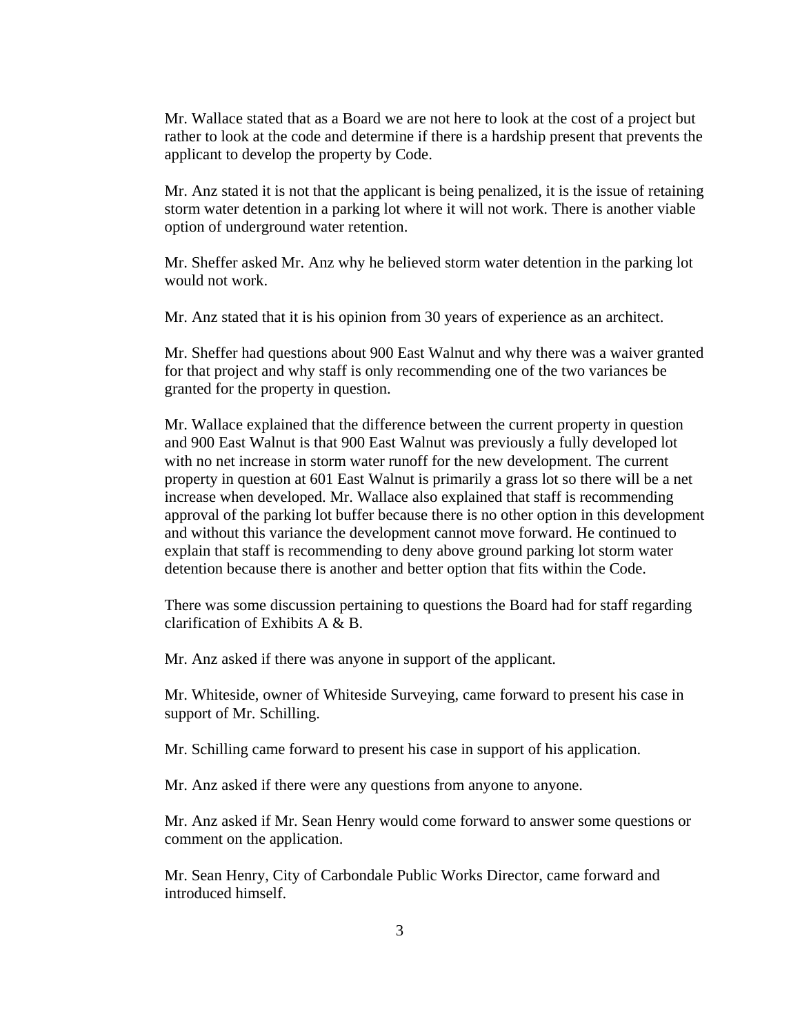Mr. Wallace stated that as a Board we are not here to look at the cost of a project but rather to look at the code and determine if there is a hardship present that prevents the applicant to develop the property by Code.

Mr. Anz stated it is not that the applicant is being penalized, it is the issue of retaining storm water detention in a parking lot where it will not work. There is another viable option of underground water retention.

Mr. Sheffer asked Mr. Anz why he believed storm water detention in the parking lot would not work.

Mr. Anz stated that it is his opinion from 30 years of experience as an architect.

Mr. Sheffer had questions about 900 East Walnut and why there was a waiver granted for that project and why staff is only recommending one of the two variances be granted for the property in question.

Mr. Wallace explained that the difference between the current property in question and 900 East Walnut is that 900 East Walnut was previously a fully developed lot with no net increase in storm water runoff for the new development. The current property in question at 601 East Walnut is primarily a grass lot so there will be a net increase when developed. Mr. Wallace also explained that staff is recommending approval of the parking lot buffer because there is no other option in this development and without this variance the development cannot move forward. He continued to explain that staff is recommending to deny above ground parking lot storm water detention because there is another and better option that fits within the Code.

There was some discussion pertaining to questions the Board had for staff regarding clarification of Exhibits A & B.

Mr. Anz asked if there was anyone in support of the applicant.

Mr. Whiteside, owner of Whiteside Surveying, came forward to present his case in support of Mr. Schilling.

Mr. Schilling came forward to present his case in support of his application.

Mr. Anz asked if there were any questions from anyone to anyone.

Mr. Anz asked if Mr. Sean Henry would come forward to answer some questions or comment on the application.

Mr. Sean Henry, City of Carbondale Public Works Director, came forward and introduced himself.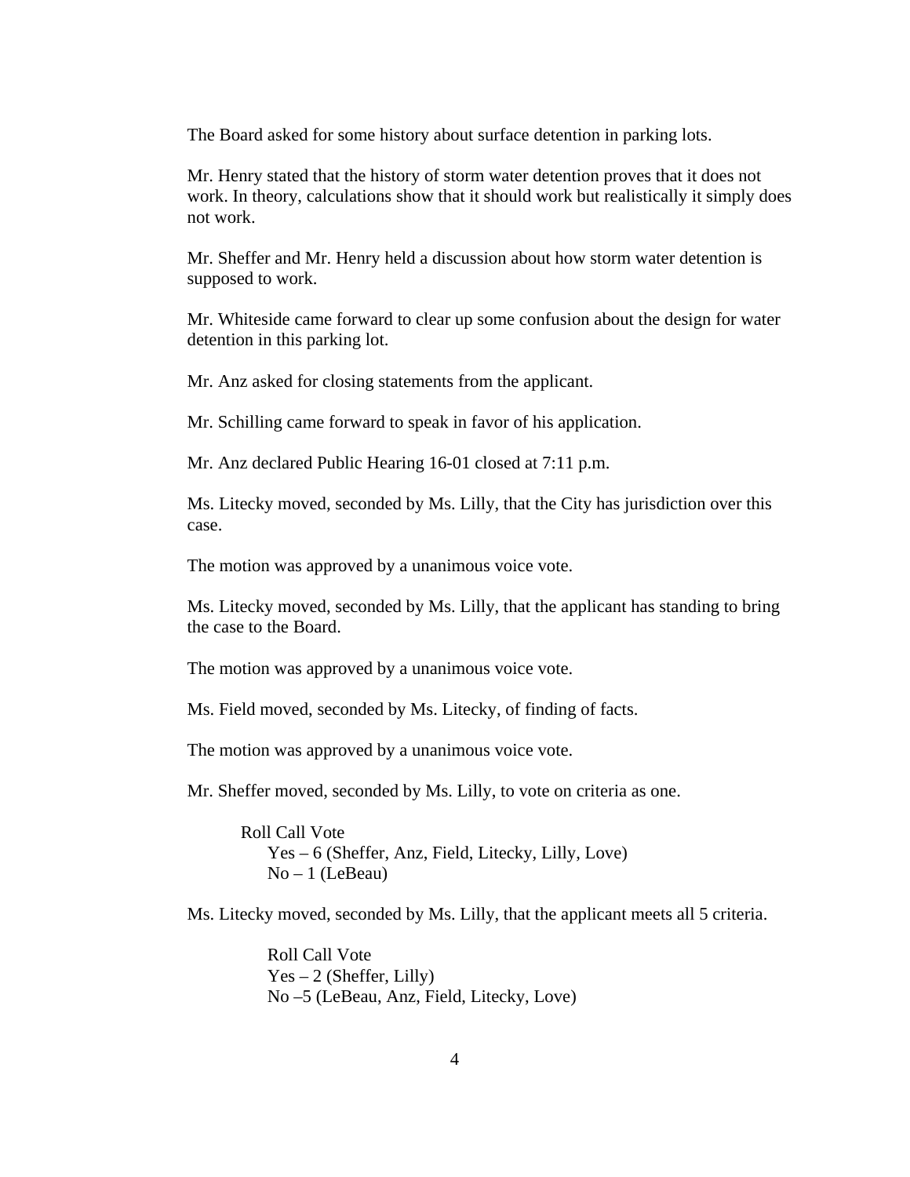The Board asked for some history about surface detention in parking lots.

Mr. Henry stated that the history of storm water detention proves that it does not work. In theory, calculations show that it should work but realistically it simply does not work.

Mr. Sheffer and Mr. Henry held a discussion about how storm water detention is supposed to work.

Mr. Whiteside came forward to clear up some confusion about the design for water detention in this parking lot.

Mr. Anz asked for closing statements from the applicant.

Mr. Schilling came forward to speak in favor of his application.

Mr. Anz declared Public Hearing 16-01 closed at 7:11 p.m.

Ms. Litecky moved, seconded by Ms. Lilly, that the City has jurisdiction over this case.

The motion was approved by a unanimous voice vote.

Ms. Litecky moved, seconded by Ms. Lilly, that the applicant has standing to bring the case to the Board.

The motion was approved by a unanimous voice vote.

Ms. Field moved, seconded by Ms. Litecky, of finding of facts.

The motion was approved by a unanimous voice vote.

Mr. Sheffer moved, seconded by Ms. Lilly, to vote on criteria as one.

Roll Call Vote
Yes – 6 (Sheffer, Anz, Field, Litecky, Lilly, Love)
No – 1 (LeBeau)

Ms. Litecky moved, seconded by Ms. Lilly, that the applicant meets all 5 criteria.

Roll Call Vote
Yes – 2 (Sheffer, Lilly)
No –5 (LeBeau, Anz, Field, Litecky, Love)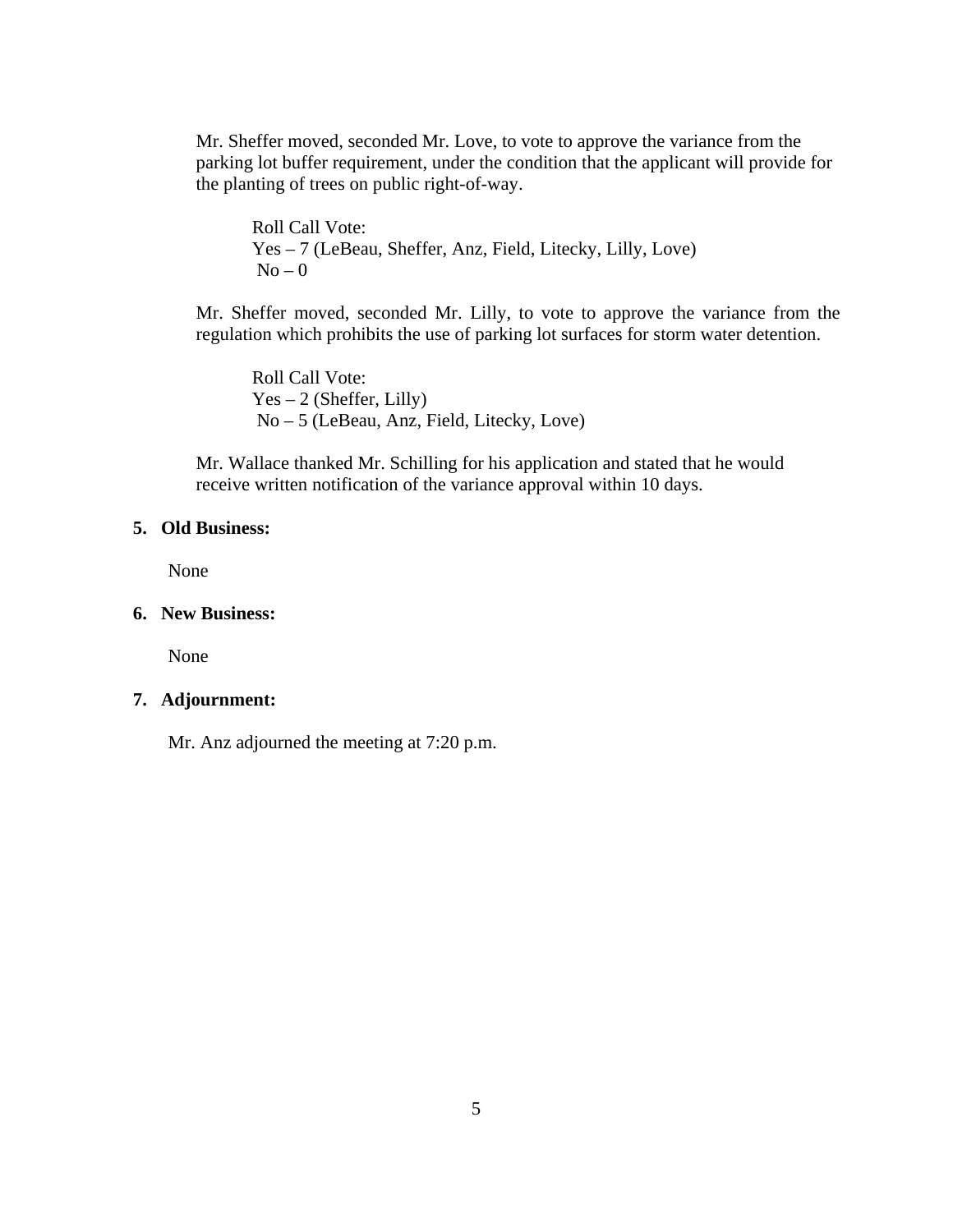Mr. Sheffer moved, seconded Mr. Love, to vote to approve the variance from the parking lot buffer requirement, under the condition that the applicant will provide for the planting of trees on public right-of-way.

Roll Call Vote:
Yes – 7 (LeBeau, Sheffer, Anz, Field, Litecky, Lilly, Love)
No – 0

Mr. Sheffer moved, seconded Mr. Lilly, to vote to approve the variance from the regulation which prohibits the use of parking lot surfaces for storm water detention.

Roll Call Vote:
Yes – 2 (Sheffer, Lilly)
No – 5 (LeBeau, Anz, Field, Litecky, Love)

Mr. Wallace thanked Mr. Schilling for his application and stated that he would receive written notification of the variance approval within 10 days.

**5. Old Business:**

None

**6. New Business:**

None

**7. Adjournment:**

Mr. Anz adjourned the meeting at 7:20 p.m.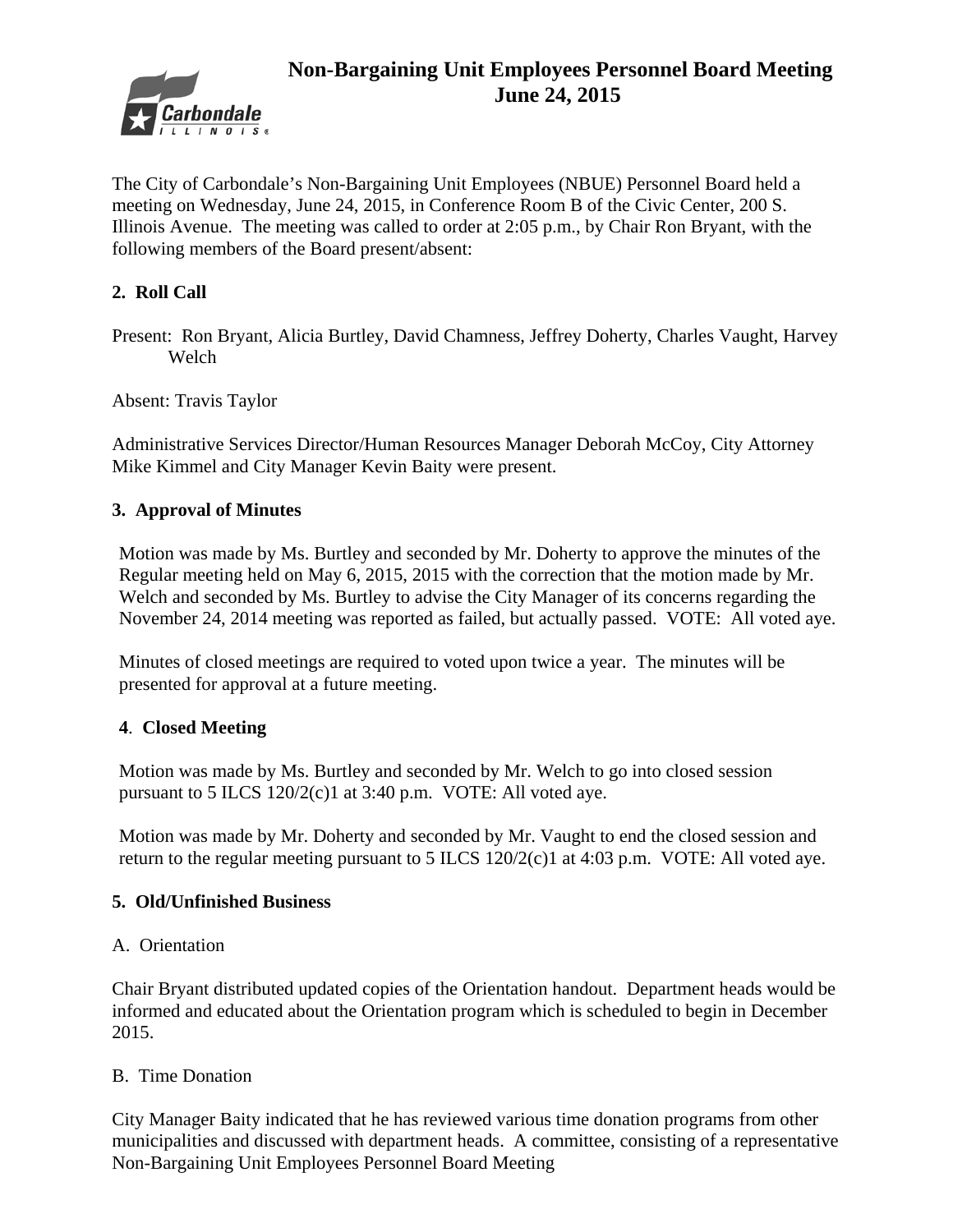# Non-Bargaining Unit Employees Personnel Board Meeting
## June 24, 2015

The City of Carbondale's Non-Bargaining Unit Employees (NBUE) Personnel Board held a meeting on Wednesday, June 24, 2015, in Conference Room B of the Civic Center, 200 S. Illinois Avenue. The meeting was called to order at 2:05 p.m., by Chair Ron Bryant, with the following members of the Board present/absent:

**2. Roll Call**

Present: Ron Bryant, Alicia Burtley, David Chamness, Jeffrey Doherty, Charles Vaught, Harvey Welch

Absent: Travis Taylor

Administrative Services Director/Human Resources Manager Deborah McCoy, City Attorney Mike Kimmel and City Manager Kevin Baity were present.

**3. Approval of Minutes**

Motion was made by Ms. Burtley and seconded by Mr. Doherty to approve the minutes of the Regular meeting held on May 6, 2015, 2015 with the correction that the motion made by Mr. Welch and seconded by Ms. Burtley to advise the City Manager of its concerns regarding the November 24, 2014 meeting was reported as failed, but actually passed. VOTE: All voted aye.

Minutes of closed meetings are required to voted upon twice a year. The minutes will be presented for approval at a future meeting.

**4. Closed Meeting**

Motion was made by Ms. Burtley and seconded by Mr. Welch to go into closed session pursuant to 5 ILCS 120/2(c)1 at 3:40 p.m. VOTE: All voted aye.

Motion was made by Mr. Doherty and seconded by Mr. Vaught to end the closed session and return to the regular meeting pursuant to 5 ILCS 120/2(c)1 at 4:03 p.m. VOTE: All voted aye.

**5. Old/Unfinished Business**

A. Orientation

Chair Bryant distributed updated copies of the Orientation handout. Department heads would be informed and educated about the Orientation program which is scheduled to begin in December 2015.

B. Time Donation

City Manager Baity indicated that he has reviewed various time donation programs from other municipalities and discussed with department heads. A committee, consisting of a representative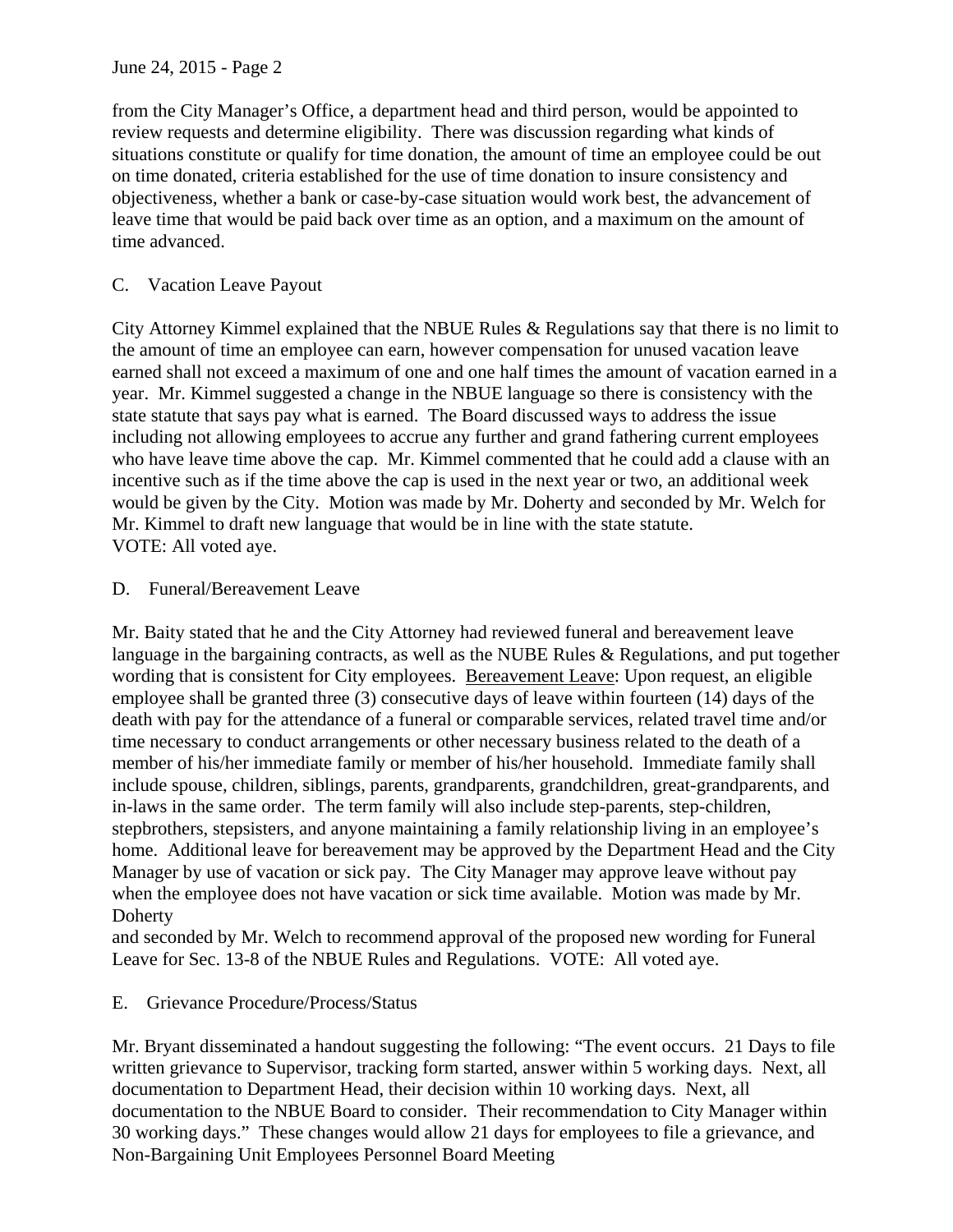from the City Manager's Office, a department head and third person, would be appointed to review requests and determine eligibility. There was discussion regarding what kinds of situations constitute or qualify for time donation, the amount of time an employee could be out on time donated, criteria established for the use of time donation to insure consistency and objectiveness, whether a bank or case-by-case situation would work best, the advancement of leave time that would be paid back over time as an option, and a maximum on the amount of time advanced.

C. Vacation Leave Payout

City Attorney Kimmel explained that the NBUE Rules & Regulations say that there is no limit to the amount of time an employee can earn, however compensation for unused vacation leave earned shall not exceed a maximum of one and one half times the amount of vacation earned in a year. Mr. Kimmel suggested a change in the NBUE language so there is consistency with the state statute that says pay what is earned. The Board discussed ways to address the issue including not allowing employees to accrue any further and grand fathering current employees who have leave time above the cap. Mr. Kimmel commented that he could add a clause with an incentive such as if the time above the cap is used in the next year or two, an additional week would be given by the City. Motion was made by Mr. Doherty and seconded by Mr. Welch for Mr. Kimmel to draft new language that would be in line with the state statute.
VOTE: All voted aye.

D. Funeral/Bereavement Leave

Mr. Baity stated that he and the City Attorney had reviewed funeral and bereavement leave language in the bargaining contracts, as well as the NUBE Rules & Regulations, and put together wording that is consistent for City employees. Bereavement Leave: Upon request, an eligible employee shall be granted three (3) consecutive days of leave within fourteen (14) days of the death with pay for the attendance of a funeral or comparable services, related travel time and/or time necessary to conduct arrangements or other necessary business related to the death of a member of his/her immediate family or member of his/her household. Immediate family shall include spouse, children, siblings, parents, grandparents, grandchildren, great-grandparents, and in-laws in the same order. The term family will also include step-parents, step-children, stepbrothers, stepsisters, and anyone maintaining a family relationship living in an employee's home. Additional leave for bereavement may be approved by the Department Head and the City Manager by use of vacation or sick pay. The City Manager may approve leave without pay when the employee does not have vacation or sick time available. Motion was made by Mr. Doherty
and seconded by Mr. Welch to recommend approval of the proposed new wording for Funeral Leave for Sec. 13-8 of the NBUE Rules and Regulations. VOTE: All voted aye.

E. Grievance Procedure/Process/Status

Mr. Bryant disseminated a handout suggesting the following: "The event occurs. 21 Days to file written grievance to Supervisor, tracking form started, answer within 5 working days. Next, all documentation to Department Head, their decision within 10 working days. Next, all documentation to the NBUE Board to consider. Their recommendation to City Manager within 30 working days." These changes would allow 21 days for employees to file a grievance, and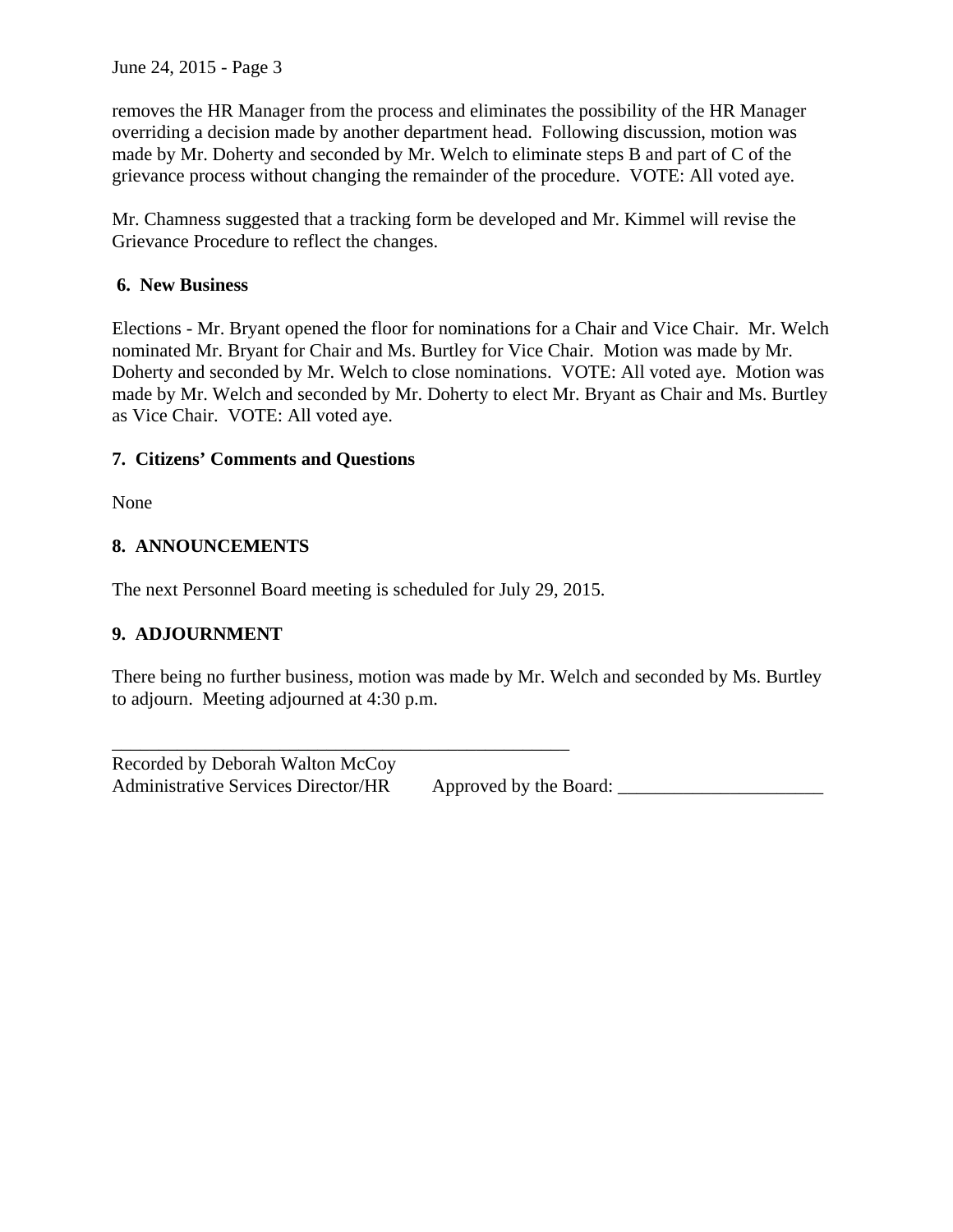removes the HR Manager from the process and eliminates the possibility of the HR Manager overriding a decision made by another department head. Following discussion, motion was made by Mr. Doherty and seconded by Mr. Welch to eliminate steps B and part of C of the grievance process without changing the remainder of the procedure. VOTE: All voted aye.

Mr. Chamness suggested that a tracking form be developed and Mr. Kimmel will revise the Grievance Procedure to reflect the changes.

**6. New Business**

Elections - Mr. Bryant opened the floor for nominations for a Chair and Vice Chair. Mr. Welch nominated Mr. Bryant for Chair and Ms. Burtley for Vice Chair. Motion was made by Mr. Doherty and seconded by Mr. Welch to close nominations. VOTE: All voted aye. Motion was made by Mr. Welch and seconded by Mr. Doherty to elect Mr. Bryant as Chair and Ms. Burtley as Vice Chair. VOTE: All voted aye.

**7. Citizens' Comments and Questions**

None

**8. ANNOUNCEMENTS**

The next Personnel Board meeting is scheduled for July 29, 2015.

**9. ADJOURNMENT**

There being no further business, motion was made by Mr. Welch and seconded by Ms. Burtley to adjourn. Meeting adjourned at 4:30 p.m.

\_\_\_\_\_\_\_\_\_\_\_\_\_\_\_\_\_\_\_\_\_\_\_\_\_\_\_\_\_\_\_\_\_\_\_\_\_\_\_\_\_\_\_\_\_\_\_\_\_\_

Recorded by Deborah Walton McCoy
Administrative Services Director/HR

Approved by the Board: \_\_\_\_\_\_\_\_\_\_\_\_\_\_\_\_\_\_\_\_\_\_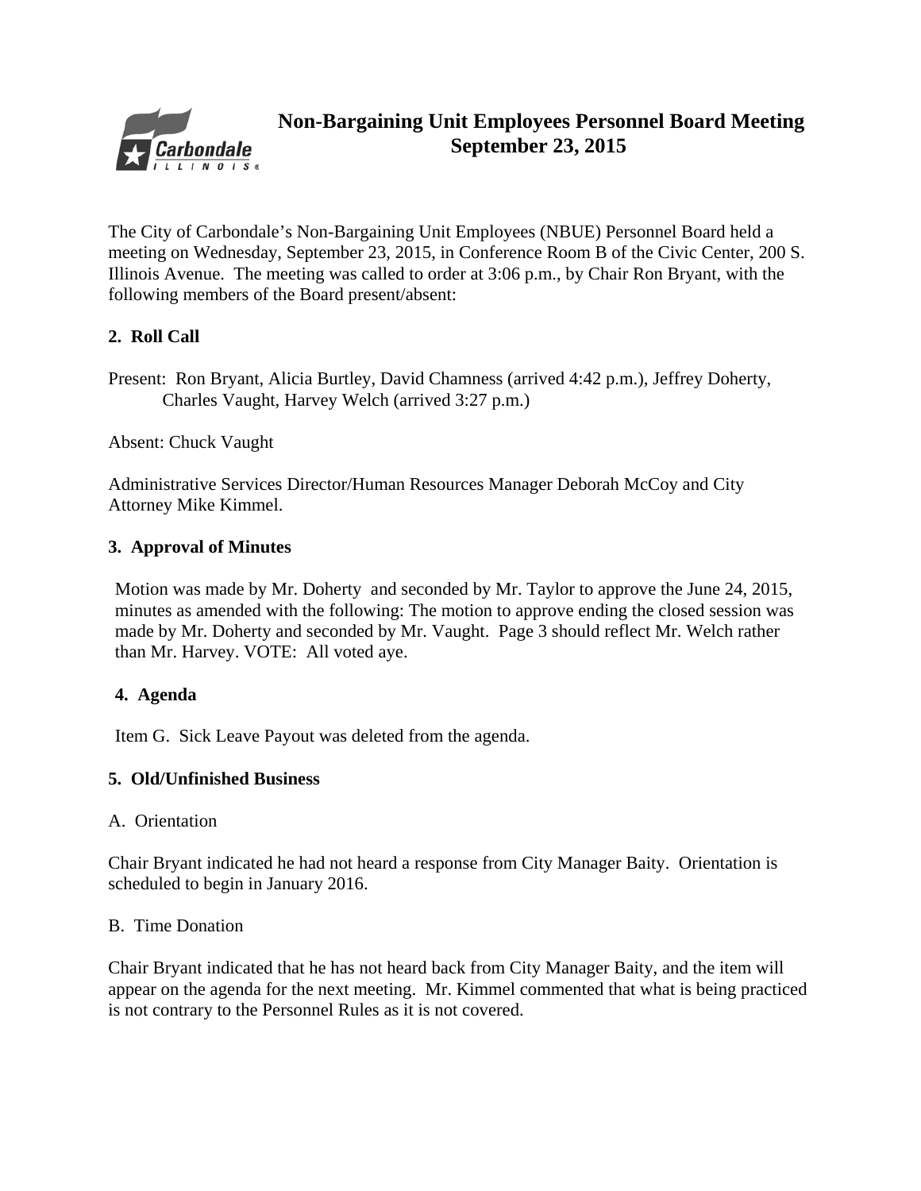# Non-Bargaining Unit Employees Personnel Board Meeting
# September 23, 2015

The City of Carbondale's Non-Bargaining Unit Employees (NBUE) Personnel Board held a meeting on Wednesday, September 23, 2015, in Conference Room B of the Civic Center, 200 S. Illinois Avenue. The meeting was called to order at 3:06 p.m., by Chair Ron Bryant, with the following members of the Board present/absent:

**2. Roll Call**

Present: Ron Bryant, Alicia Burtley, David Chamness (arrived 4:42 p.m.), Jeffrey Doherty, Charles Vaught, Harvey Welch (arrived 3:27 p.m.)

Absent: Chuck Vaught

Administrative Services Director/Human Resources Manager Deborah McCoy and City Attorney Mike Kimmel.

**3. Approval of Minutes**

Motion was made by Mr. Doherty and seconded by Mr. Taylor to approve the June 24, 2015, minutes as amended with the following: The motion to approve ending the closed session was made by Mr. Doherty and seconded by Mr. Vaught. Page 3 should reflect Mr. Welch rather than Mr. Harvey. VOTE: All voted aye.

**4. Agenda**

Item G. Sick Leave Payout was deleted from the agenda.

**5. Old/Unfinished Business**

A. Orientation

Chair Bryant indicated he had not heard a response from City Manager Baity. Orientation is scheduled to begin in January 2016.

B. Time Donation

Chair Bryant indicated that he has not heard back from City Manager Baity, and the item will appear on the agenda for the next meeting. Mr. Kimmel commented that what is being practiced is not contrary to the Personnel Rules as it is not covered.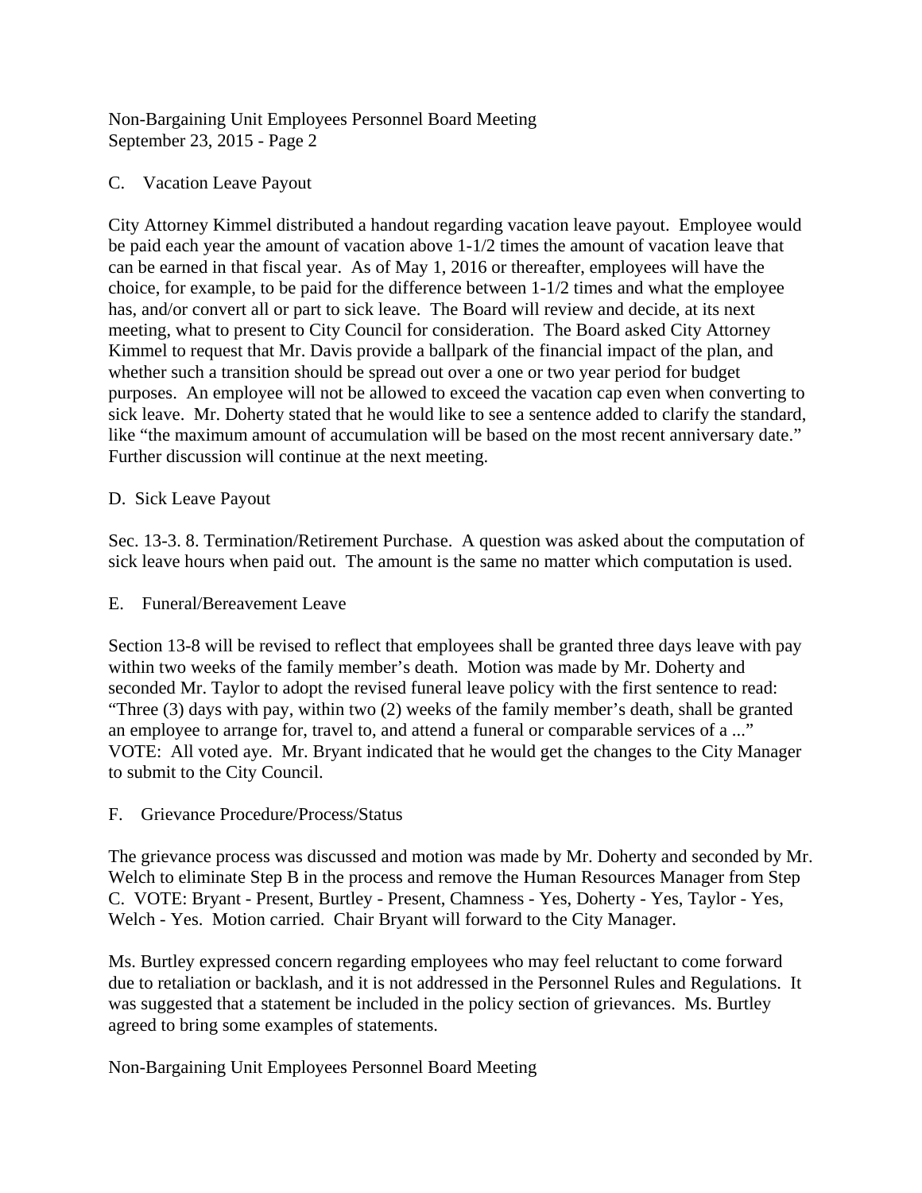C. Vacation Leave Payout

City Attorney Kimmel distributed a handout regarding vacation leave payout. Employee would be paid each year the amount of vacation above 1-1/2 times the amount of vacation leave that can be earned in that fiscal year. As of May 1, 2016 or thereafter, employees will have the choice, for example, to be paid for the difference between 1-1/2 times and what the employee has, and/or convert all or part to sick leave. The Board will review and decide, at its next meeting, what to present to City Council for consideration. The Board asked City Attorney Kimmel to request that Mr. Davis provide a ballpark of the financial impact of the plan, and whether such a transition should be spread out over a one or two year period for budget purposes. An employee will not be allowed to exceed the vacation cap even when converting to sick leave. Mr. Doherty stated that he would like to see a sentence added to clarify the standard, like "the maximum amount of accumulation will be based on the most recent anniversary date." Further discussion will continue at the next meeting.

D. Sick Leave Payout

Sec. 13-3. 8. Termination/Retirement Purchase. A question was asked about the computation of sick leave hours when paid out. The amount is the same no matter which computation is used.

E. Funeral/Bereavement Leave

Section 13-8 will be revised to reflect that employees shall be granted three days leave with pay within two weeks of the family member's death. Motion was made by Mr. Doherty and seconded Mr. Taylor to adopt the revised funeral leave policy with the first sentence to read: "Three (3) days with pay, within two (2) weeks of the family member's death, shall be granted an employee to arrange for, travel to, and attend a funeral or comparable services of a ..." VOTE: All voted aye. Mr. Bryant indicated that he would get the changes to the City Manager to submit to the City Council.

F. Grievance Procedure/Process/Status

The grievance process was discussed and motion was made by Mr. Doherty and seconded by Mr. Welch to eliminate Step B in the process and remove the Human Resources Manager from Step C. VOTE: Bryant - Present, Burtley - Present, Chamness - Yes, Doherty - Yes, Taylor - Yes, Welch - Yes. Motion carried. Chair Bryant will forward to the City Manager.

Ms. Burtley expressed concern regarding employees who may feel reluctant to come forward due to retaliation or backlash, and it is not addressed in the Personnel Rules and Regulations. It was suggested that a statement be included in the policy section of grievances. Ms. Burtley agreed to bring some examples of statements.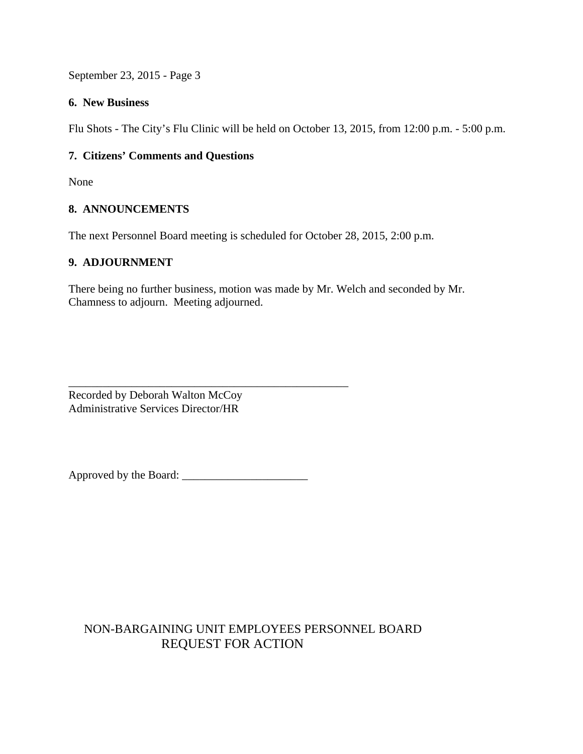September 23, 2015 - Page 3

**6. New Business**

Flu Shots - The City's Flu Clinic will be held on October 13, 2015, from 12:00 p.m. - 5:00 p.m.

**7. Citizens' Comments and Questions**

None

**8. ANNOUNCEMENTS**

The next Personnel Board meeting is scheduled for October 28, 2015, 2:00 p.m.

**9. ADJOURNMENT**

There being no further business, motion was made by Mr. Welch and seconded by Mr. Chamness to adjourn. Meeting adjourned.

\_\_\_\_\_\_\_\_\_\_\_\_\_\_\_\_\_\_\_\_\_\_\_\_\_\_\_\_\_\_\_\_\_\_\_\_\_\_\_\_\_\_\_\_\_\_\_\_

Recorded by Deborah Walton McCoy
Administrative Services Director/HR

Approved by the Board: \_\_\_\_\_\_\_\_\_\_\_\_\_\_\_\_\_\_\_\_\_\_

NON-BARGAINING UNIT EMPLOYEES PERSONNEL BOARD
REQUEST FOR ACTION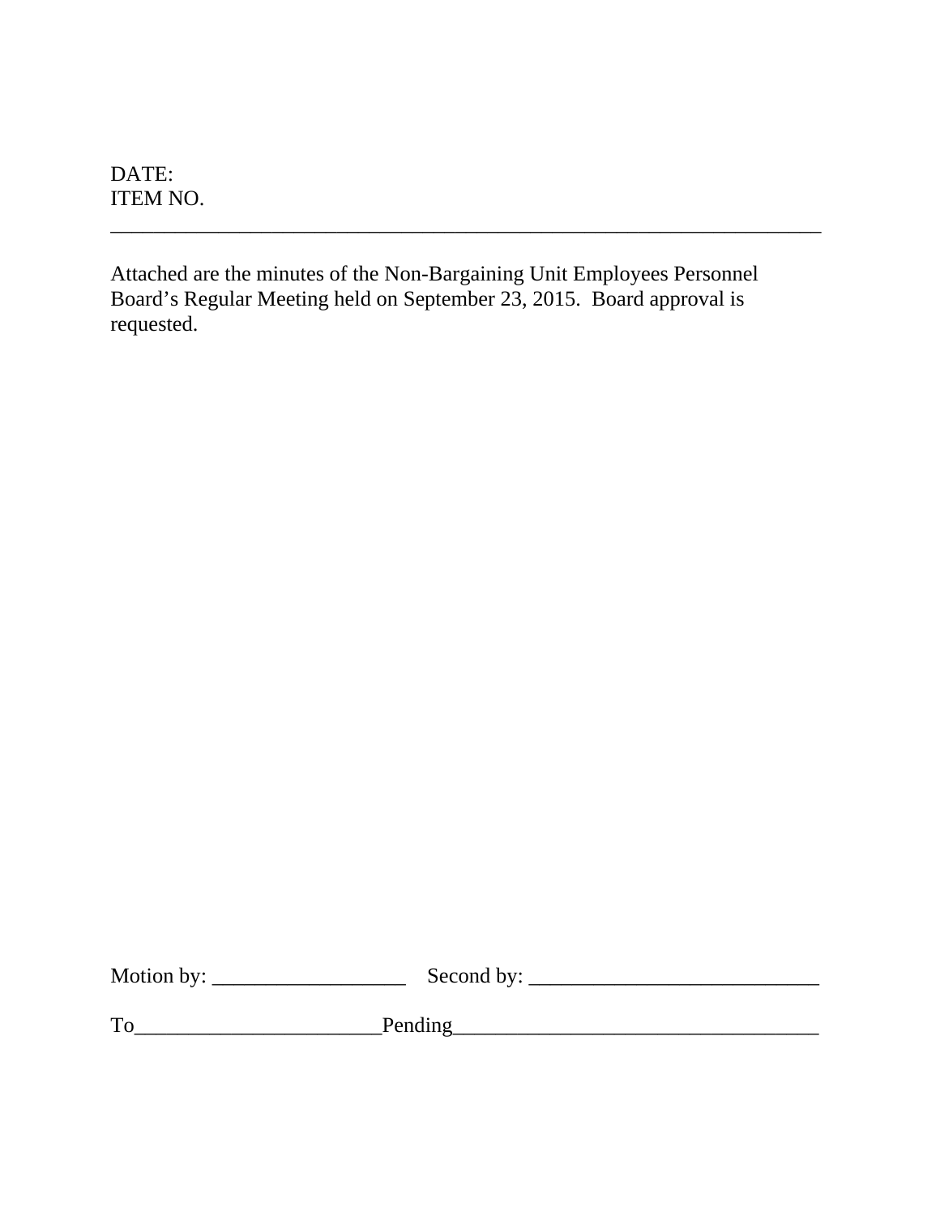DATE:
ITEM NO.

---

Attached are the minutes of the Non-Bargaining Unit Employees Personnel Board's Regular Meeting held on September 23, 2015. Board approval is requested.

Motion by: __________________ Second by: ___________________________

To_______________________Pending___________________________________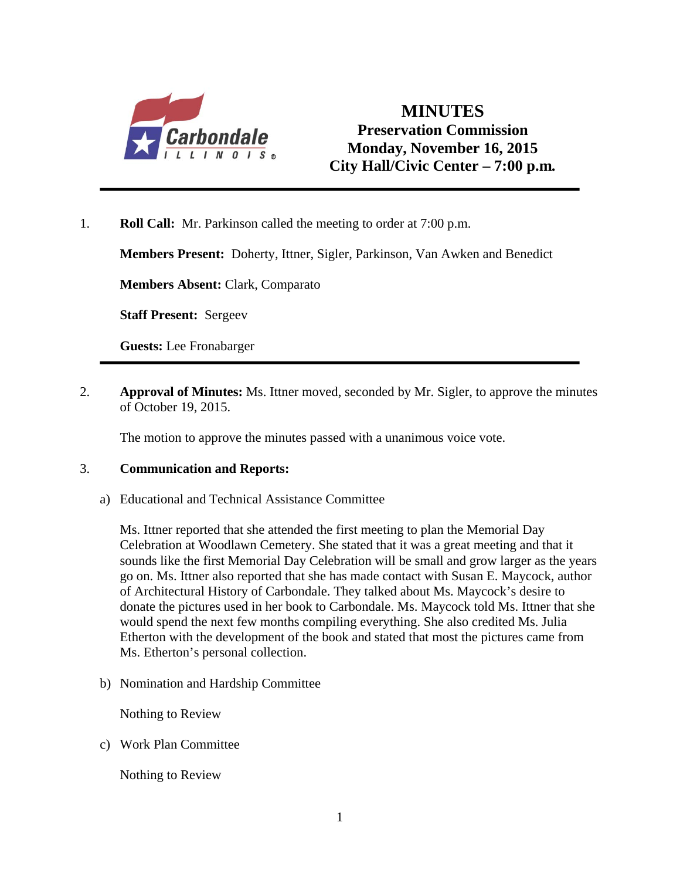# MINUTES

## Preservation Commission

## Monday, November 16, 2015

## City Hall/Civic Center – 7:00 p.m.

---

1. **Roll Call:** Mr. Parkinson called the meeting to order at 7:00 p.m.

   **Members Present:** Doherty, Ittner, Sigler, Parkinson, Van Awken and Benedict

   **Members Absent:** Clark, Comparato

   **Staff Present:** Sergeev

   **Guests:** Lee Fronabarger

---

2. **Approval of Minutes:** Ms. Ittner moved, seconded by Mr. Sigler, to approve the minutes of October 19, 2015.

   The motion to approve the minutes passed with a unanimous voice vote.

3. **Communication and Reports:**

   a) Educational and Technical Assistance Committee

   Ms. Ittner reported that she attended the first meeting to plan the Memorial Day Celebration at Woodlawn Cemetery. She stated that it was a great meeting and that it sounds like the first Memorial Day Celebration will be small and grow larger as the years go on. Ms. Ittner also reported that she has made contact with Susan E. Maycock, author of Architectural History of Carbondale. They talked about Ms. Maycock's desire to donate the pictures used in her book to Carbondale. Ms. Maycock told Ms. Ittner that she would spend the next few months compiling everything. She also credited Ms. Julia Etherton with the development of the book and stated that most the pictures came from Ms. Etherton's personal collection.

   b) Nomination and Hardship Committee

   Nothing to Review

   c) Work Plan Committee

   Nothing to Review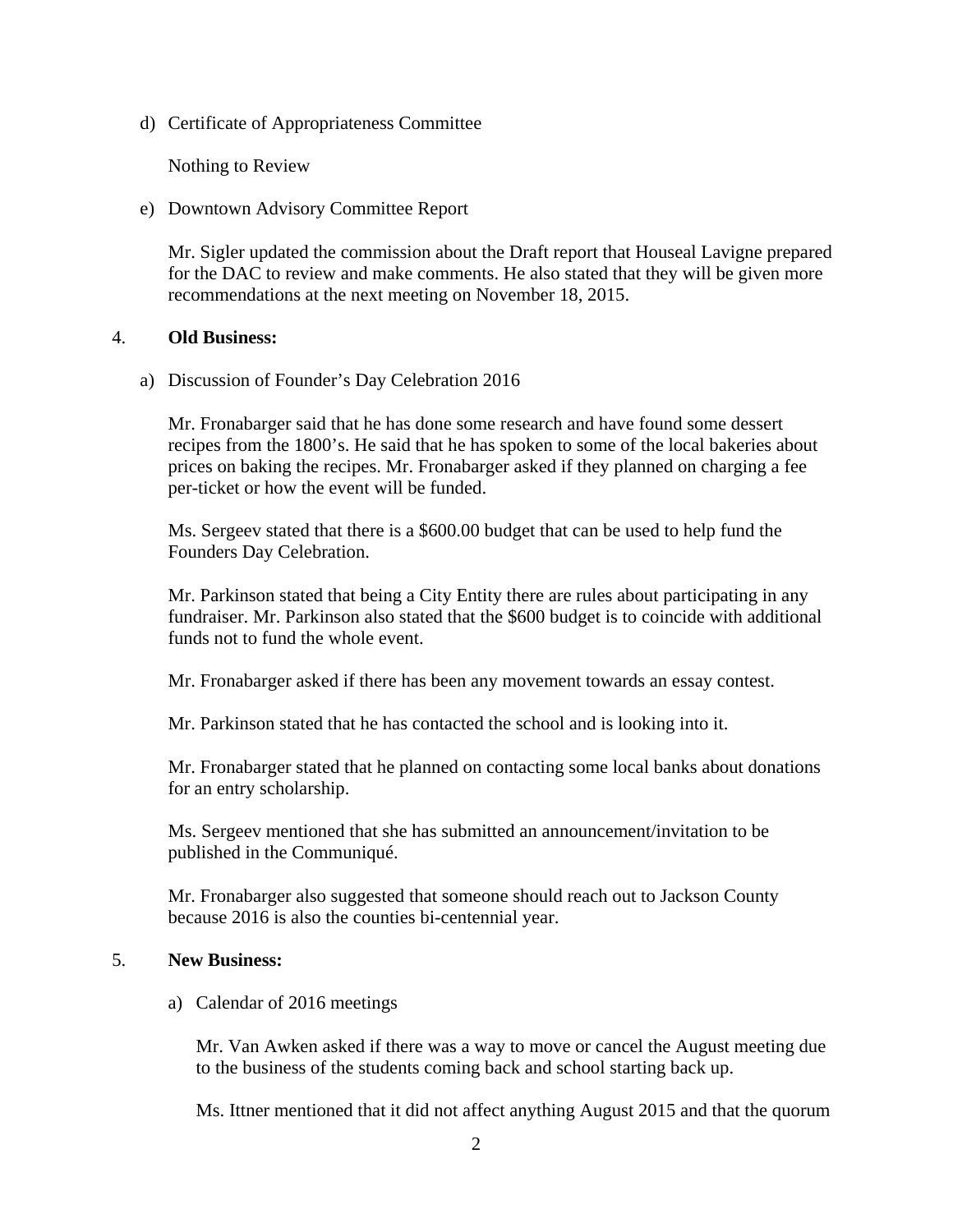d) Certificate of Appropriateness Committee

   Nothing to Review

e) Downtown Advisory Committee Report

   Mr. Sigler updated the commission about the Draft report that Houseal Lavigne prepared for the DAC to review and make comments. He also stated that they will be given more recommendations at the next meeting on November 18, 2015.

4. **Old Business:**

   a) Discussion of Founder's Day Celebration 2016

   Mr. Fronabarger said that he has done some research and have found some dessert recipes from the 1800's. He said that he has spoken to some of the local bakeries about prices on baking the recipes. Mr. Fronabarger asked if they planned on charging a fee per-ticket or how the event will be funded.

   Ms. Sergeev stated that there is a $600.00 budget that can be used to help fund the Founders Day Celebration.

   Mr. Parkinson stated that being a City Entity there are rules about participating in any fundraiser. Mr. Parkinson also stated that the $600 budget is to coincide with additional funds not to fund the whole event.

   Mr. Fronabarger asked if there has been any movement towards an essay contest.

   Mr. Parkinson stated that he has contacted the school and is looking into it.

   Mr. Fronabarger stated that he planned on contacting some local banks about donations for an entry scholarship.

   Ms. Sergeev mentioned that she has submitted an announcement/invitation to be published in the Communiqué.

   Mr. Fronabarger also suggested that someone should reach out to Jackson County because 2016 is also the counties bi-centennial year.

5. **New Business:**

   a) Calendar of 2016 meetings

   Mr. Van Awken asked if there was a way to move or cancel the August meeting due to the business of the students coming back and school starting back up.

   Ms. Ittner mentioned that it did not affect anything August 2015 and that the quorum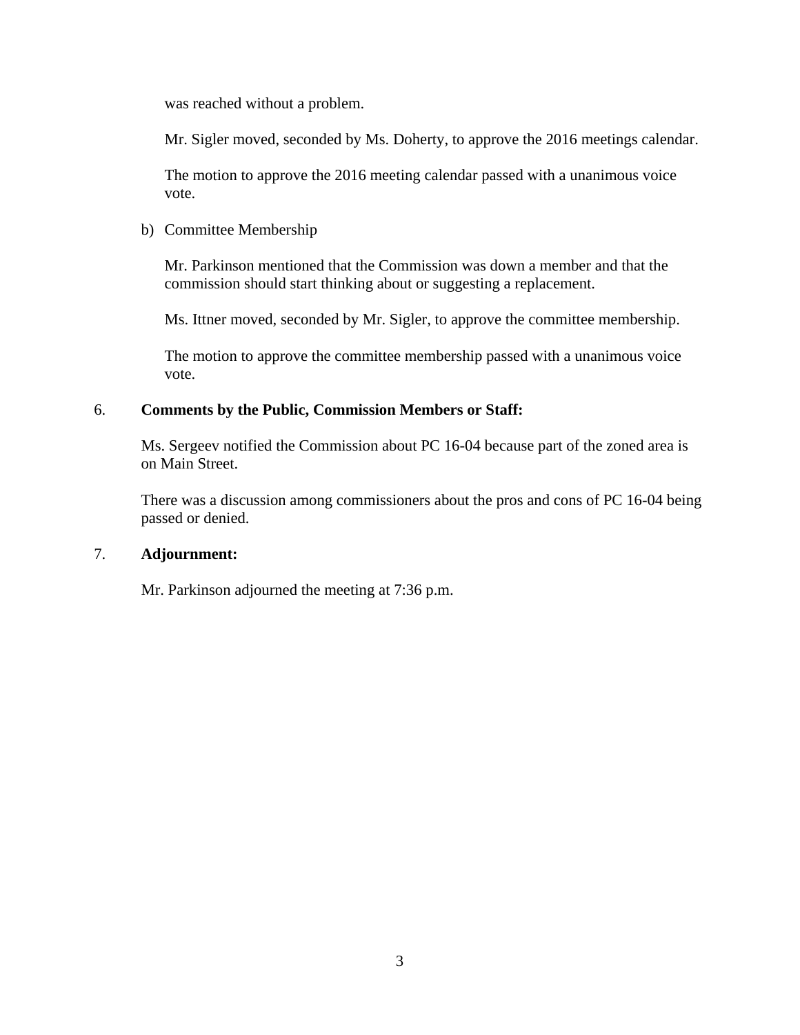was reached without a problem.

Mr. Sigler moved, seconded by Ms. Doherty, to approve the 2016 meetings calendar.

The motion to approve the 2016 meeting calendar passed with a unanimous voice vote.

b) Committee Membership

Mr. Parkinson mentioned that the Commission was down a member and that the commission should start thinking about or suggesting a replacement.

Ms. Ittner moved, seconded by Mr. Sigler, to approve the committee membership.

The motion to approve the committee membership passed with a unanimous voice vote.

6. **Comments by the Public, Commission Members or Staff:**

Ms. Sergeev notified the Commission about PC 16-04 because part of the zoned area is on Main Street.

There was a discussion among commissioners about the pros and cons of PC 16-04 being passed or denied.

7. **Adjournment:**

Mr. Parkinson adjourned the meeting at 7:36 p.m.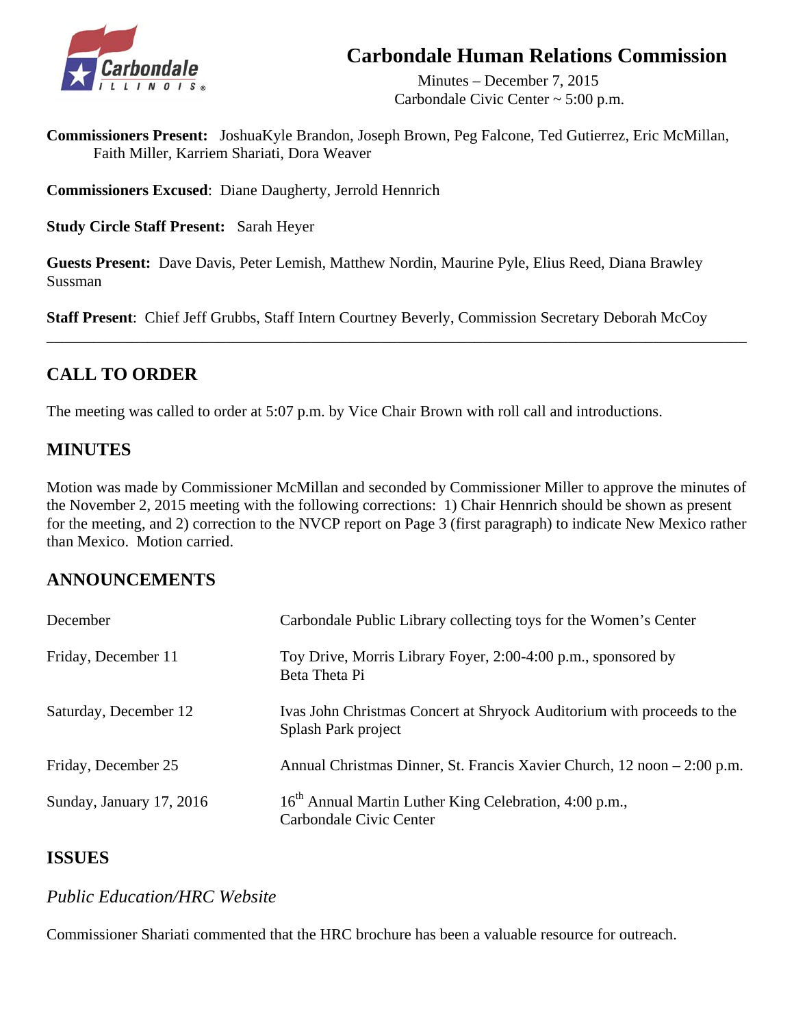# Carbondale Human Relations Commission

Minutes – December 7, 2015
Carbondale Civic Center ~ 5:00 p.m.

**Commissioners Present:** JoshuaKyle Brandon, Joseph Brown, Peg Falcone, Ted Gutierrez, Eric McMillan, Faith Miller, Karriem Shariati, Dora Weaver

**Commissioners Excused**: Diane Daugherty, Jerrold Hennrich

**Study Circle Staff Present:** Sarah Heyer

**Guests Present:** Dave Davis, Peter Lemish, Matthew Nordin, Maurine Pyle, Elius Reed, Diana Brawley Sussman

**Staff Present**: Chief Jeff Grubbs, Staff Intern Courtney Beverly, Commission Secretary Deborah McCoy

---

## CALL TO ORDER

The meeting was called to order at 5:07 p.m. by Vice Chair Brown with roll call and introductions.

## MINUTES

Motion was made by Commissioner McMillan and seconded by Commissioner Miller to approve the minutes of the November 2, 2015 meeting with the following corrections: 1) Chair Hennrich should be shown as present for the meeting, and 2) correction to the NVCP report on Page 3 (first paragraph) to indicate New Mexico rather than Mexico. Motion carried.

## ANNOUNCEMENTS

| | |
|---|---|
| December | Carbondale Public Library collecting toys for the Women's Center |
| Friday, December 11 | Toy Drive, Morris Library Foyer, 2:00-4:00 p.m., sponsored by Beta Theta Pi |
| Saturday, December 12 | Ivas John Christmas Concert at Shryock Auditorium with proceeds to the Splash Park project |
| Friday, December 25 | Annual Christmas Dinner, St. Francis Xavier Church, 12 noon – 2:00 p.m. |
| Sunday, January 17, 2016 | 16th Annual Martin Luther King Celebration, 4:00 p.m., Carbondale Civic Center |

## ISSUES

### *Public Education/HRC Website*

Commissioner Shariati commented that the HRC brochure has been a valuable resource for outreach.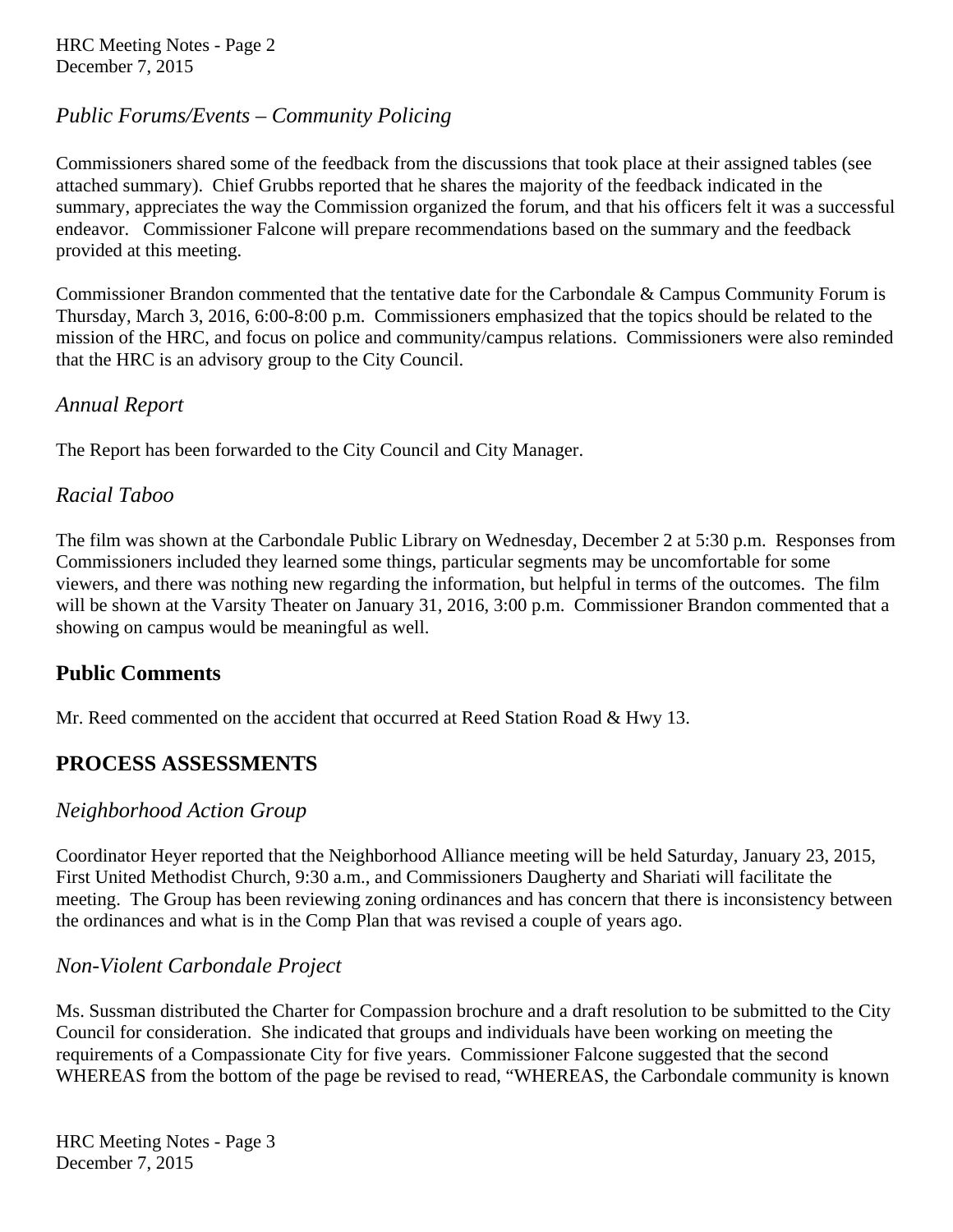### *Public Forums/Events – Community Policing*

Commissioners shared some of the feedback from the discussions that took place at their assigned tables (see attached summary). Chief Grubbs reported that he shares the majority of the feedback indicated in the summary, appreciates the way the Commission organized the forum, and that his officers felt it was a successful endeavor. Commissioner Falcone will prepare recommendations based on the summary and the feedback provided at this meeting.

Commissioner Brandon commented that the tentative date for the Carbondale & Campus Community Forum is Thursday, March 3, 2016, 6:00-8:00 p.m. Commissioners emphasized that the topics should be related to the mission of the HRC, and focus on police and community/campus relations. Commissioners were also reminded that the HRC is an advisory group to the City Council.

### *Annual Report*

The Report has been forwarded to the City Council and City Manager.

### *Racial Taboo*

The film was shown at the Carbondale Public Library on Wednesday, December 2 at 5:30 p.m. Responses from Commissioners included they learned some things, particular segments may be uncomfortable for some viewers, and there was nothing new regarding the information, but helpful in terms of the outcomes. The film will be shown at the Varsity Theater on January 31, 2016, 3:00 p.m. Commissioner Brandon commented that a showing on campus would be meaningful as well.

## **Public Comments**

Mr. Reed commented on the accident that occurred at Reed Station Road & Hwy 13.

## **PROCESS ASSESSMENTS**

### *Neighborhood Action Group*

Coordinator Heyer reported that the Neighborhood Alliance meeting will be held Saturday, January 23, 2015, First United Methodist Church, 9:30 a.m., and Commissioners Daugherty and Shariati will facilitate the meeting. The Group has been reviewing zoning ordinances and has concern that there is inconsistency between the ordinances and what is in the Comp Plan that was revised a couple of years ago.

### *Non-Violent Carbondale Project*

Ms. Sussman distributed the Charter for Compassion brochure and a draft resolution to be submitted to the City Council for consideration. She indicated that groups and individuals have been working on meeting the requirements of a Compassionate City for five years. Commissioner Falcone suggested that the second WHEREAS from the bottom of the page be revised to read, "WHEREAS, the Carbondale community is known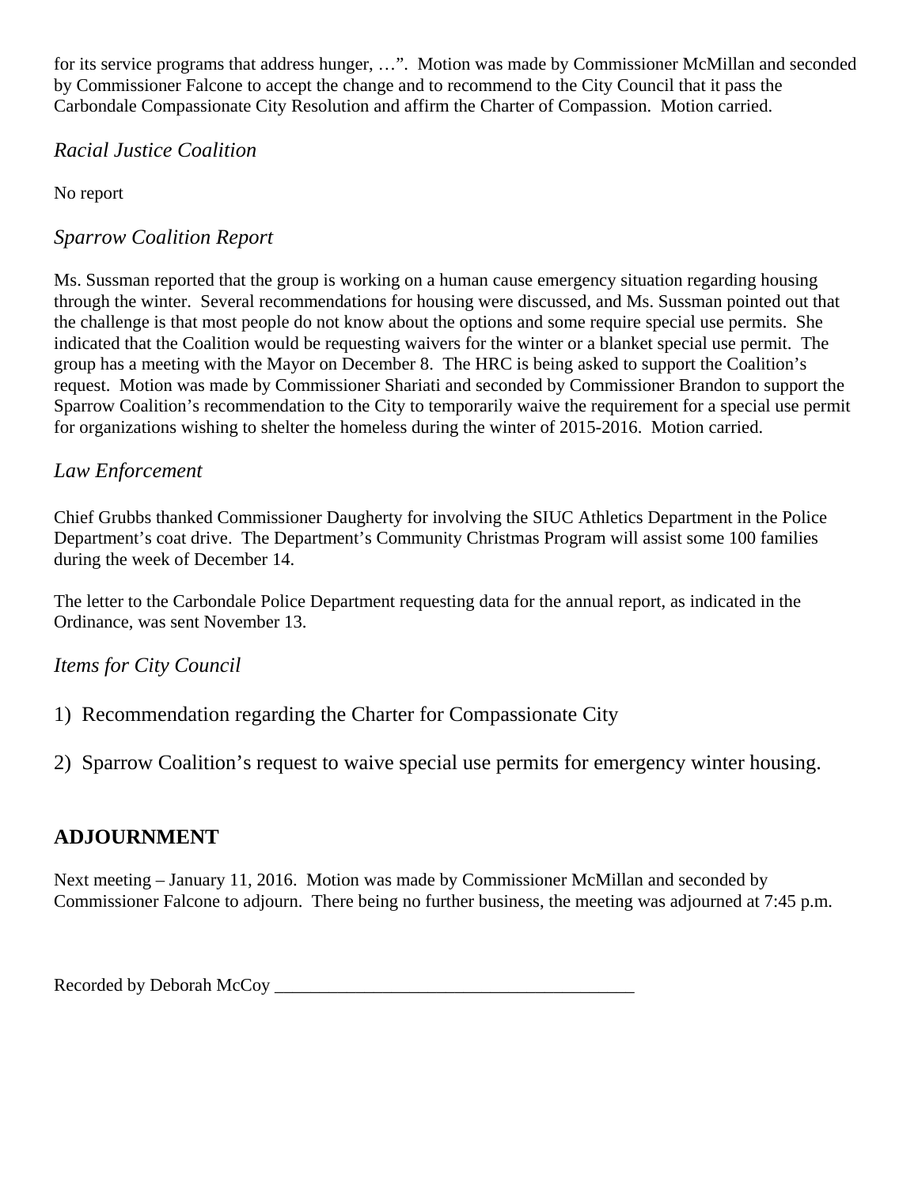for its service programs that address hunger, …". Motion was made by Commissioner McMillan and seconded by Commissioner Falcone to accept the change and to recommend to the City Council that it pass the Carbondale Compassionate City Resolution and affirm the Charter of Compassion. Motion carried.

### *Racial Justice Coalition*

No report

### *Sparrow Coalition Report*

Ms. Sussman reported that the group is working on a human cause emergency situation regarding housing through the winter. Several recommendations for housing were discussed, and Ms. Sussman pointed out that the challenge is that most people do not know about the options and some require special use permits. She indicated that the Coalition would be requesting waivers for the winter or a blanket special use permit. The group has a meeting with the Mayor on December 8. The HRC is being asked to support the Coalition's request. Motion was made by Commissioner Shariati and seconded by Commissioner Brandon to support the Sparrow Coalition's recommendation to the City to temporarily waive the requirement for a special use permit for organizations wishing to shelter the homeless during the winter of 2015-2016. Motion carried.

### *Law Enforcement*

Chief Grubbs thanked Commissioner Daugherty for involving the SIUC Athletics Department in the Police Department's coat drive. The Department's Community Christmas Program will assist some 100 families during the week of December 14.

The letter to the Carbondale Police Department requesting data for the annual report, as indicated in the Ordinance, was sent November 13.

### *Items for City Council*

1) Recommendation regarding the Charter for Compassionate City

2) Sparrow Coalition's request to waive special use permits for emergency winter housing.

## ADJOURNMENT

Next meeting – January 11, 2016. Motion was made by Commissioner McMillan and seconded by Commissioner Falcone to adjourn. There being no further business, the meeting was adjourned at 7:45 p.m.

Recorded by Deborah McCoy ________________________________________